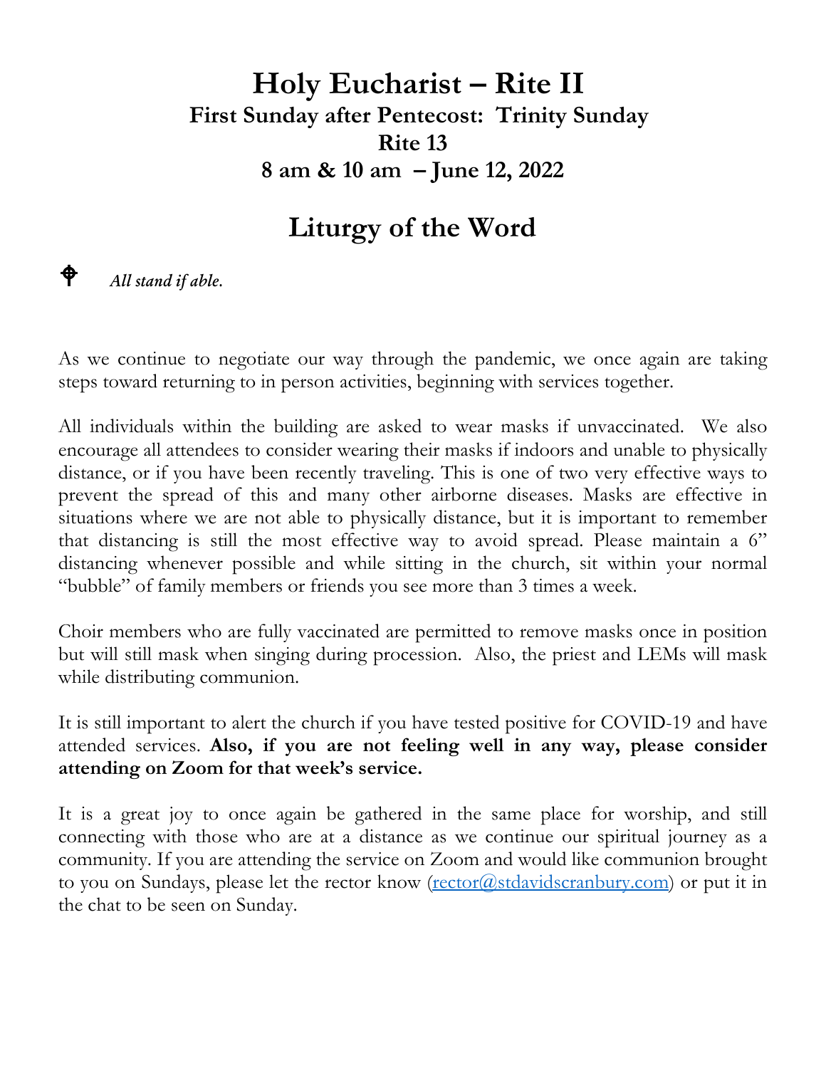# Holy Eucharist – Rite II

### First Sunday after Pentecost: Trinity Sunday

### Rite 13

### 8 am & 10 am – June 12, 2022

## Liturgy of the Word

⌖ *All stand if able.*

As we continue to negotiate our way through the pandemic, we once again are taking steps toward returning to in person activities, beginning with services together.

All individuals within the building are asked to wear masks if unvaccinated. We also encourage all attendees to consider wearing their masks if indoors and unable to physically distance, or if you have been recently traveling. This is one of two very effective ways to prevent the spread of this and many other airborne diseases. Masks are effective in situations where we are not able to physically distance, but it is important to remember that distancing is still the most effective way to avoid spread. Please maintain a 6" distancing whenever possible and while sitting in the church, sit within your normal "bubble" of family members or friends you see more than 3 times a week.

Choir members who are fully vaccinated are permitted to remove masks once in position but will still mask when singing during procession. Also, the priest and LEMs will mask while distributing communion.

It is still important to alert the church if you have tested positive for COVID-19 and have attended services. **Also, if you are not feeling well in any way, please consider attending on Zoom for that week's service.**

It is a great joy to once again be gathered in the same place for worship, and still connecting with those who are at a distance as we continue our spiritual journey as a community. If you are attending the service on Zoom and would like communion brought to you on Sundays, please let the rector know (rector@stdavidscranbury.com) or put it in the chat to be seen on Sunday.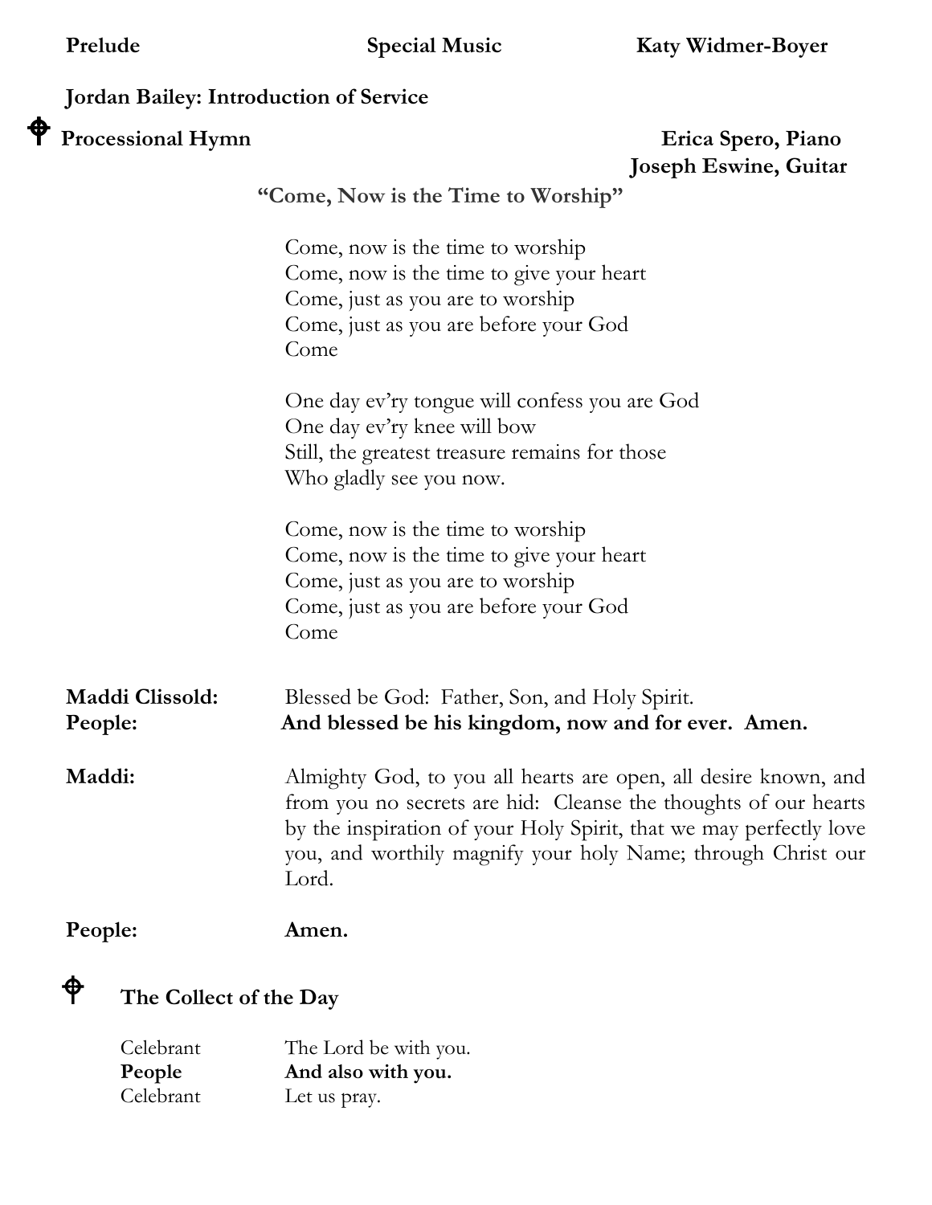**Prelude** **Special Music** **Katy Widmer-Boyer**

**Jordan Bailey: Introduction of Service**

**Processional Hymn** **Erica Spero, Piano**
**Joseph Eswine, Guitar**

**"Come, Now is the Time to Worship"**

Come, now is the time to worship
Come, now is the time to give your heart
Come, just as you are to worship
Come, just as you are before your God
Come

One day ev'ry tongue will confess you are God
One day ev'ry knee will bow
Still, the greatest treasure remains for those
Who gladly see you now.

Come, now is the time to worship
Come, now is the time to give your heart
Come, just as you are to worship
Come, just as you are before your God
Come

**Maddi Clissold:** Blessed be God: Father, Son, and Holy Spirit.
**People:** **And blessed be his kingdom, now and for ever. Amen.**

**Maddi:** Almighty God, to you all hearts are open, all desire known, and from you no secrets are hid: Cleanse the thoughts of our hearts by the inspiration of your Holy Spirit, that we may perfectly love you, and worthily magnify your holy Name; through Christ our Lord.

**People:** **Amen.**

**The Collect of the Day**

Celebrant The Lord be with you.
**People** **And also with you.**
Celebrant Let us pray.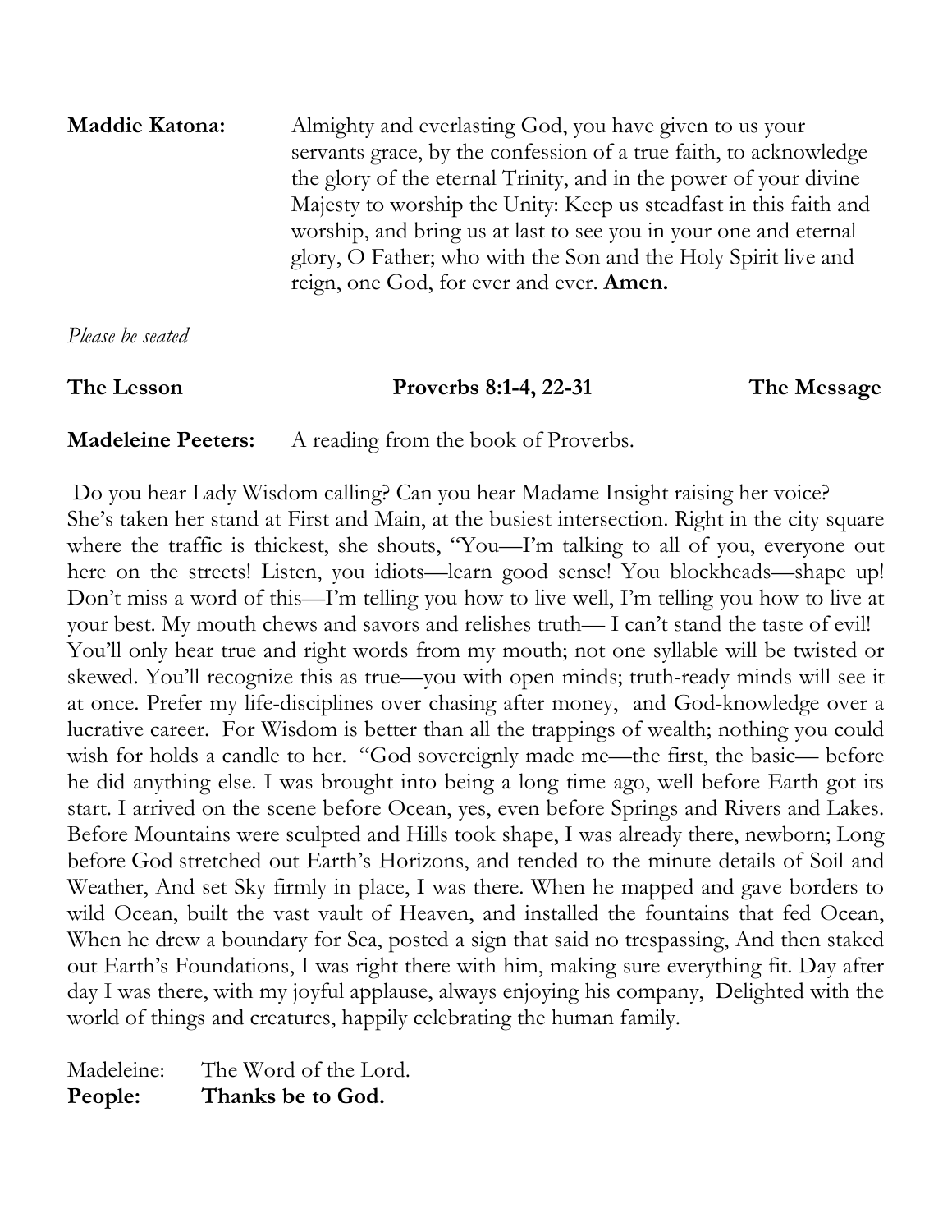**Maddie Katona:** Almighty and everlasting God, you have given to us your servants grace, by the confession of a true faith, to acknowledge the glory of the eternal Trinity, and in the power of your divine Majesty to worship the Unity: Keep us steadfast in this faith and worship, and bring us at last to see you in your one and eternal glory, O Father; who with the Son and the Holy Spirit live and reign, one God, for ever and ever. **Amen.**

*Please be seated*

**The Lesson** **Proverbs 8:1-4, 22-31** **The Message**

**Madeleine Peeters:** A reading from the book of Proverbs.

Do you hear Lady Wisdom calling? Can you hear Madame Insight raising her voice? She's taken her stand at First and Main, at the busiest intersection. Right in the city square where the traffic is thickest, she shouts, "You—I'm talking to all of you, everyone out here on the streets! Listen, you idiots—learn good sense! You blockheads—shape up! Don't miss a word of this—I'm telling you how to live well, I'm telling you how to live at your best. My mouth chews and savors and relishes truth— I can't stand the taste of evil! You'll only hear true and right words from my mouth; not one syllable will be twisted or skewed. You'll recognize this as true—you with open minds; truth-ready minds will see it at once. Prefer my life-disciplines over chasing after money, and God-knowledge over a lucrative career. For Wisdom is better than all the trappings of wealth; nothing you could wish for holds a candle to her. "God sovereignly made me—the first, the basic— before he did anything else. I was brought into being a long time ago, well before Earth got its start. I arrived on the scene before Ocean, yes, even before Springs and Rivers and Lakes. Before Mountains were sculpted and Hills took shape, I was already there, newborn; Long before God stretched out Earth's Horizons, and tended to the minute details of Soil and Weather, And set Sky firmly in place, I was there. When he mapped and gave borders to wild Ocean, built the vast vault of Heaven, and installed the fountains that fed Ocean, When he drew a boundary for Sea, posted a sign that said no trespassing, And then staked out Earth's Foundations, I was right there with him, making sure everything fit. Day after day I was there, with my joyful applause, always enjoying his company, Delighted with the world of things and creatures, happily celebrating the human family.

Madeleine: The Word of the Lord.
**People: Thanks be to God.**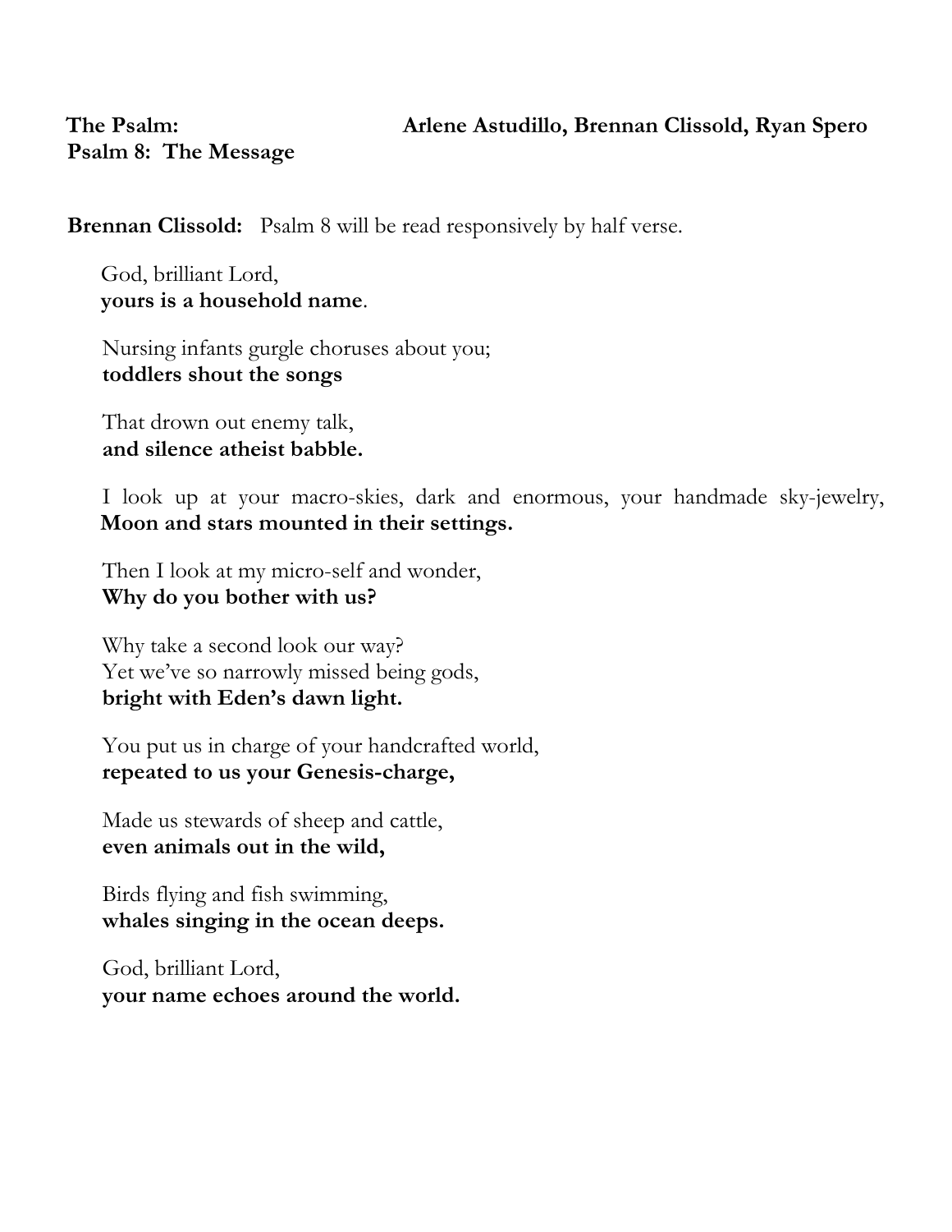**The Psalm:** **Arlene Astudillo, Brennan Clissold, Ryan Spero**
**Psalm 8: The Message**

**Brennan Clissold:** Psalm 8 will be read responsively by half verse.

God, brilliant Lord,
**yours is a household name**.

Nursing infants gurgle choruses about you;
**toddlers shout the songs**

That drown out enemy talk,
**and silence atheist babble.**

I look up at your macro-skies, dark and enormous, your handmade sky-jewelry,
**Moon and stars mounted in their settings.**

Then I look at my micro-self and wonder,
**Why do you bother with us?**

Why take a second look our way?
Yet we've so narrowly missed being gods,
**bright with Eden's dawn light.**

You put us in charge of your handcrafted world,
**repeated to us your Genesis-charge,**

Made us stewards of sheep and cattle,
**even animals out in the wild,**

Birds flying and fish swimming,
**whales singing in the ocean deeps.**

God, brilliant Lord,
**your name echoes around the world.**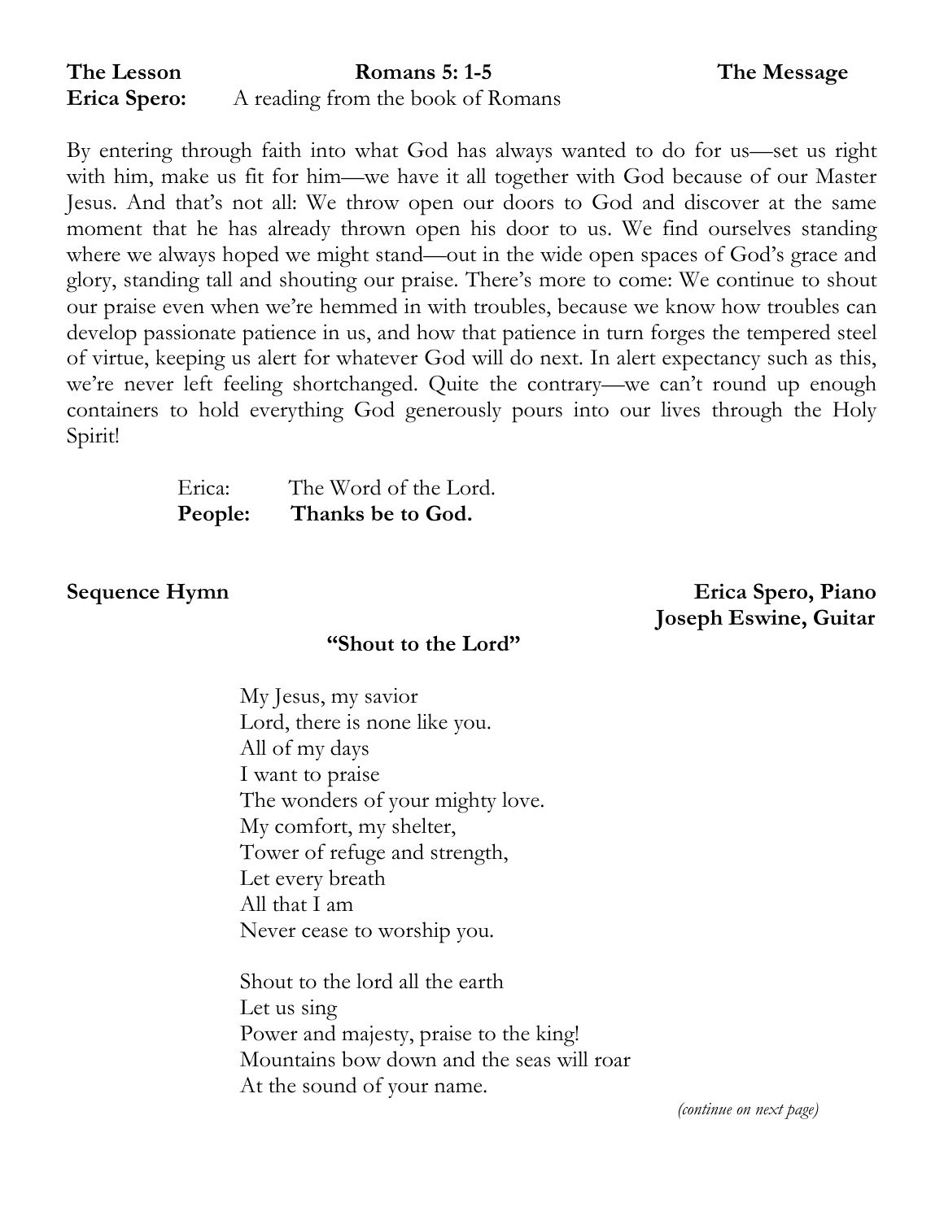**The Lesson** **Romans 5: 1-5** **The Message**

**Erica Spero:** A reading from the book of Romans

By entering through faith into what God has always wanted to do for us—set us right with him, make us fit for him—we have it all together with God because of our Master Jesus. And that's not all: We throw open our doors to God and discover at the same moment that he has already thrown open his door to us. We find ourselves standing where we always hoped we might stand—out in the wide open spaces of God's grace and glory, standing tall and shouting our praise. There's more to come: We continue to shout our praise even when we're hemmed in with troubles, because we know how troubles can develop passionate patience in us, and how that patience in turn forges the tempered steel of virtue, keeping us alert for whatever God will do next. In alert expectancy such as this, we're never left feeling shortchanged. Quite the contrary—we can't round up enough containers to hold everything God generously pours into our lives through the Holy Spirit!

Erica: The Word of the Lord.
**People: Thanks be to God.**

**Sequence Hymn** **Erica Spero, Piano**
**Joseph Eswine, Guitar**

**"Shout to the Lord"**

My Jesus, my savior
Lord, there is none like you.
All of my days
I want to praise
The wonders of your mighty love.
My comfort, my shelter,
Tower of refuge and strength,
Let every breath
All that I am
Never cease to worship you.

Shout to the lord all the earth
Let us sing
Power and majesty, praise to the king!
Mountains bow down and the seas will roar
At the sound of your name.

*(continue on next page)*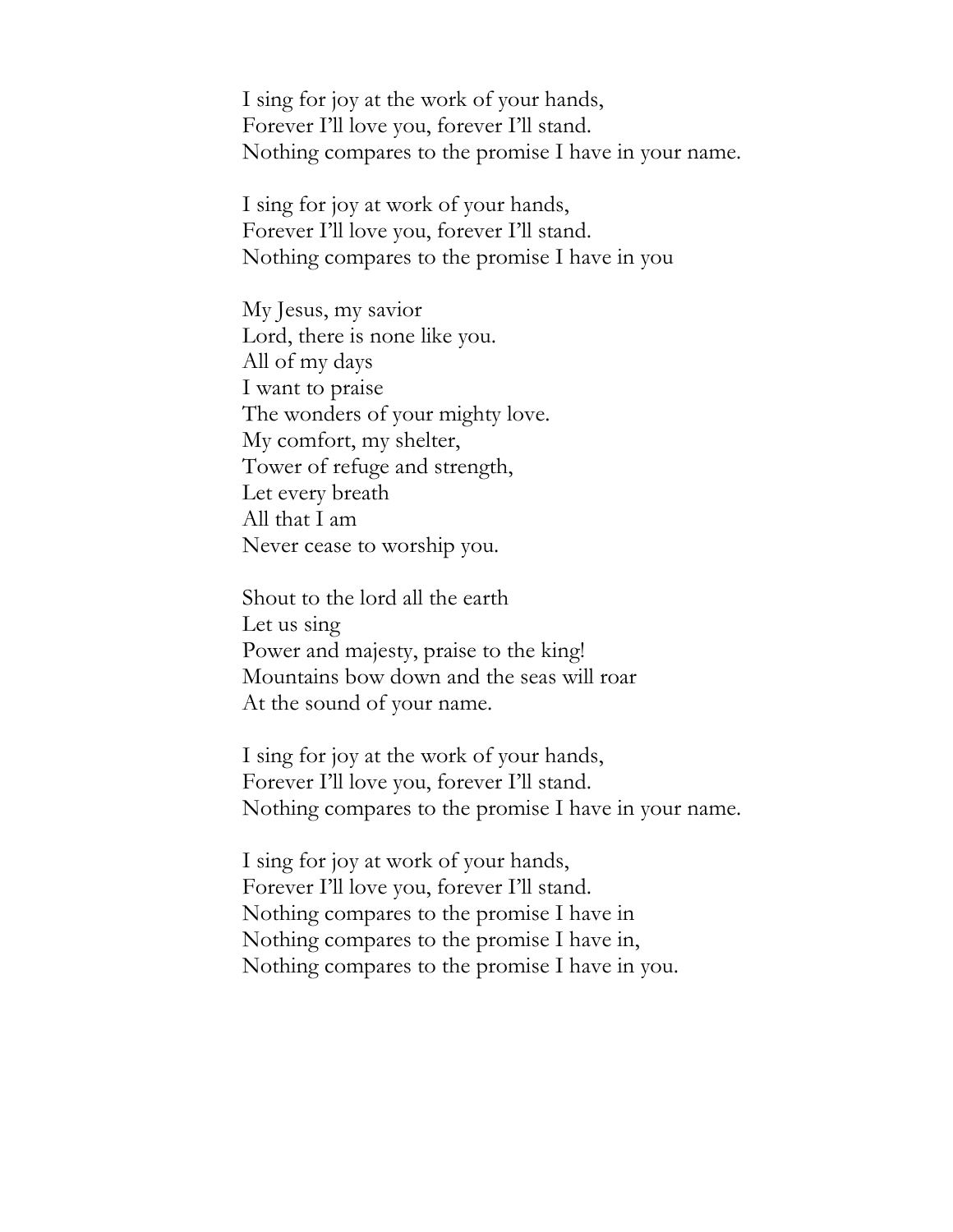I sing for joy at the work of your hands,
Forever I'll love you, forever I'll stand.
Nothing compares to the promise I have in your name.

I sing for joy at work of your hands,
Forever I'll love you, forever I'll stand.
Nothing compares to the promise I have in you

My Jesus, my savior
Lord, there is none like you.
All of my days
I want to praise
The wonders of your mighty love.
My comfort, my shelter,
Tower of refuge and strength,
Let every breath
All that I am
Never cease to worship you.

Shout to the lord all the earth
Let us sing
Power and majesty, praise to the king!
Mountains bow down and the seas will roar
At the sound of your name.

I sing for joy at the work of your hands,
Forever I'll love you, forever I'll stand.
Nothing compares to the promise I have in your name.

I sing for joy at work of your hands,
Forever I'll love you, forever I'll stand.
Nothing compares to the promise I have in
Nothing compares to the promise I have in,
Nothing compares to the promise I have in you.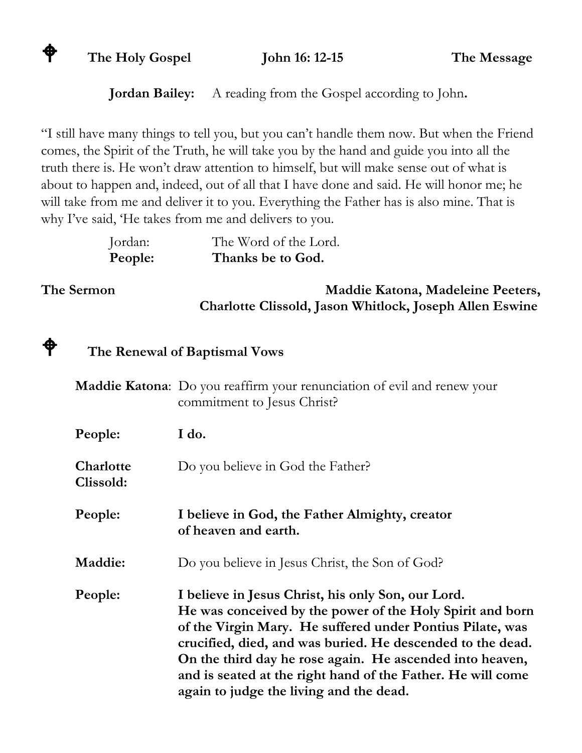## ✠ The Holy Gospel — John 16: 12-15 — The Message

**Jordan Bailey:** A reading from the Gospel according to John**.**

"I still have many things to tell you, but you can't handle them now. But when the Friend comes, the Spirit of the Truth, he will take you by the hand and guide you into all the truth there is. He won't draw attention to himself, but will make sense out of what is about to happen and, indeed, out of all that I have done and said. He will honor me; he will take from me and deliver it to you. Everything the Father has is also mine. That is why I've said, 'He takes from me and delivers to you.

Jordan: The Word of the Lord.
**People: Thanks be to God.**

**The Sermon** — **Maddie Katona, Madeleine Peeters, Charlotte Clissold, Jason Whitlock, Joseph Allen Eswine**

## ✠ The Renewal of Baptismal Vows

**Maddie Katona**: Do you reaffirm your renunciation of evil and renew your commitment to Jesus Christ?

**People: I do.**

**Charlotte Clissold:** Do you believe in God the Father?

**People: I believe in God, the Father Almighty, creator of heaven and earth.**

**Maddie:** Do you believe in Jesus Christ, the Son of God?

**People: I believe in Jesus Christ, his only Son, our Lord. He was conceived by the power of the Holy Spirit and born of the Virgin Mary. He suffered under Pontius Pilate, was crucified, died, and was buried. He descended to the dead. On the third day he rose again. He ascended into heaven, and is seated at the right hand of the Father. He will come again to judge the living and the dead.**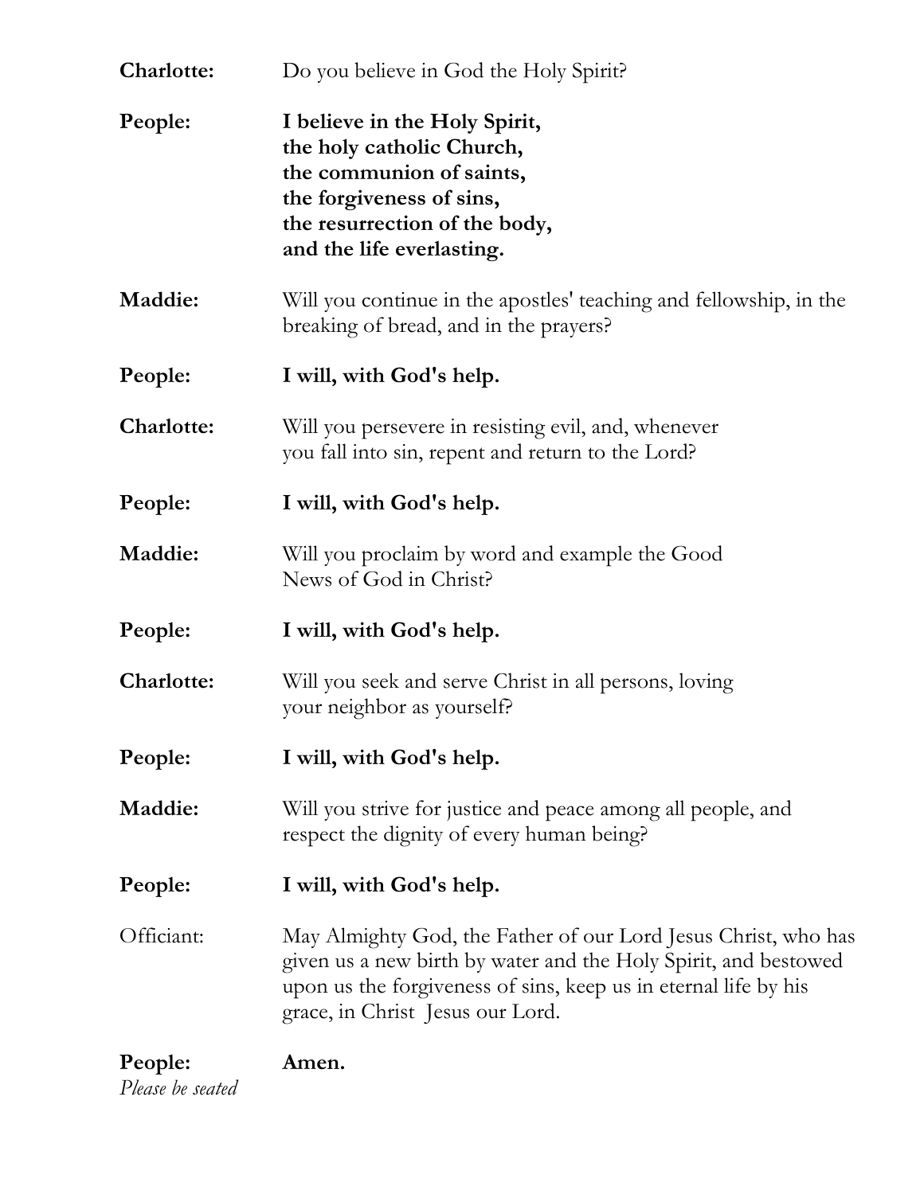**Charlotte:** Do you believe in God the Holy Spirit?

**People:** **I believe in the Holy Spirit,**
**the holy catholic Church,**
**the communion of saints,**
**the forgiveness of sins,**
**the resurrection of the body,**
**and the life everlasting.**

**Maddie:** Will you continue in the apostles' teaching and fellowship, in the breaking of bread, and in the prayers?

**People:** **I will, with God's help.**

**Charlotte:** Will you persevere in resisting evil, and, whenever you fall into sin, repent and return to the Lord?

**People:** **I will, with God's help.**

**Maddie:** Will you proclaim by word and example the Good News of God in Christ?

**People:** **I will, with God's help.**

**Charlotte:** Will you seek and serve Christ in all persons, loving your neighbor as yourself?

**People:** **I will, with God's help.**

**Maddie:** Will you strive for justice and peace among all people, and respect the dignity of every human being?

**People:** **I will, with God's help.**

Officiant: May Almighty God, the Father of our Lord Jesus Christ, who has given us a new birth by water and the Holy Spirit, and bestowed upon us the forgiveness of sins, keep us in eternal life by his grace, in Christ Jesus our Lord.

**People:** **Amen.**

*Please be seated*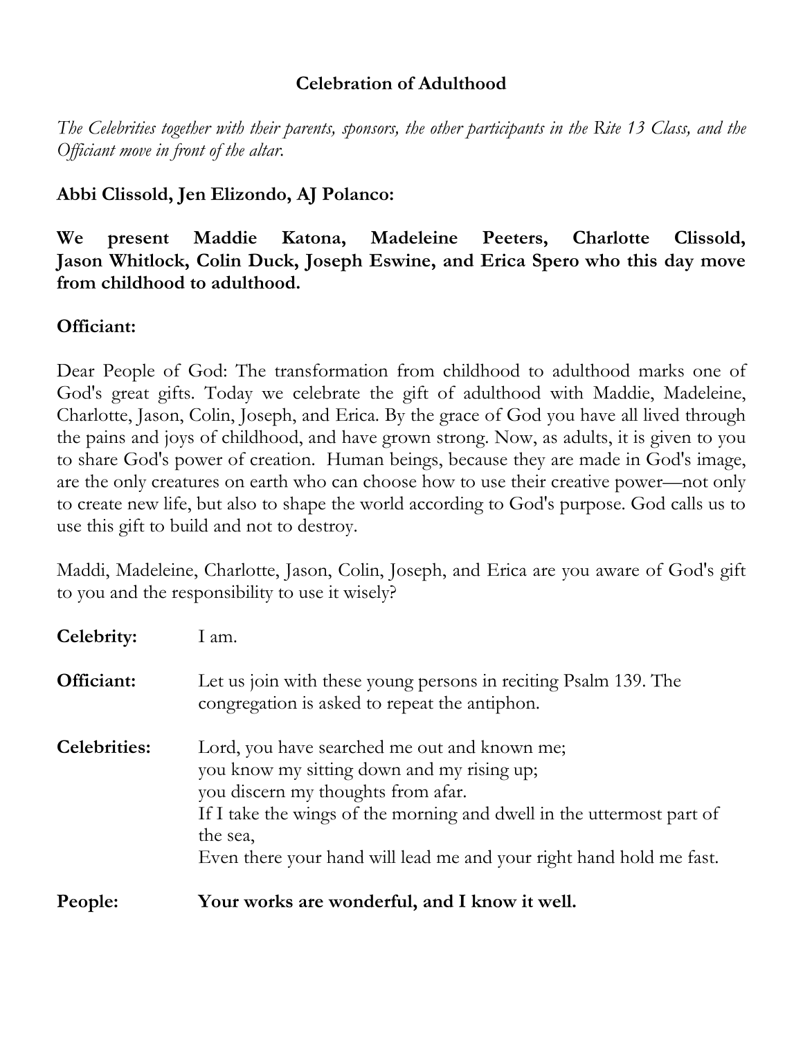## Celebration of Adulthood

*The Celebrities together with their parents, sponsors, the other participants in the Rite 13 Class, and the Officiant move in front of the altar.*

**Abbi Clissold, Jen Elizondo, AJ Polanco:**

**We present Maddie Katona, Madeleine Peeters, Charlotte Clissold, Jason Whitlock, Colin Duck, Joseph Eswine, and Erica Spero who this day move from childhood to adulthood.**

**Officiant:**

Dear People of God: The transformation from childhood to adulthood marks one of God's great gifts. Today we celebrate the gift of adulthood with Maddie, Madeleine, Charlotte, Jason, Colin, Joseph, and Erica. By the grace of God you have all lived through the pains and joys of childhood, and have grown strong. Now, as adults, it is given to you to share God's power of creation. Human beings, because they are made in God's image, are the only creatures on earth who can choose how to use their creative power—not only to create new life, but also to shape the world according to God's purpose. God calls us to use this gift to build and not to destroy.

Maddi, Madeleine, Charlotte, Jason, Colin, Joseph, and Erica are you aware of God's gift to you and the responsibility to use it wisely?

**Celebrity:** I am.

**Officiant:** Let us join with these young persons in reciting Psalm 139. The congregation is asked to repeat the antiphon.

**Celebrities:** Lord, you have searched me out and known me;
you know my sitting down and my rising up;
you discern my thoughts from afar.
If I take the wings of the morning and dwell in the uttermost part of the sea,
Even there your hand will lead me and your right hand hold me fast.

**People:** **Your works are wonderful, and I know it well.**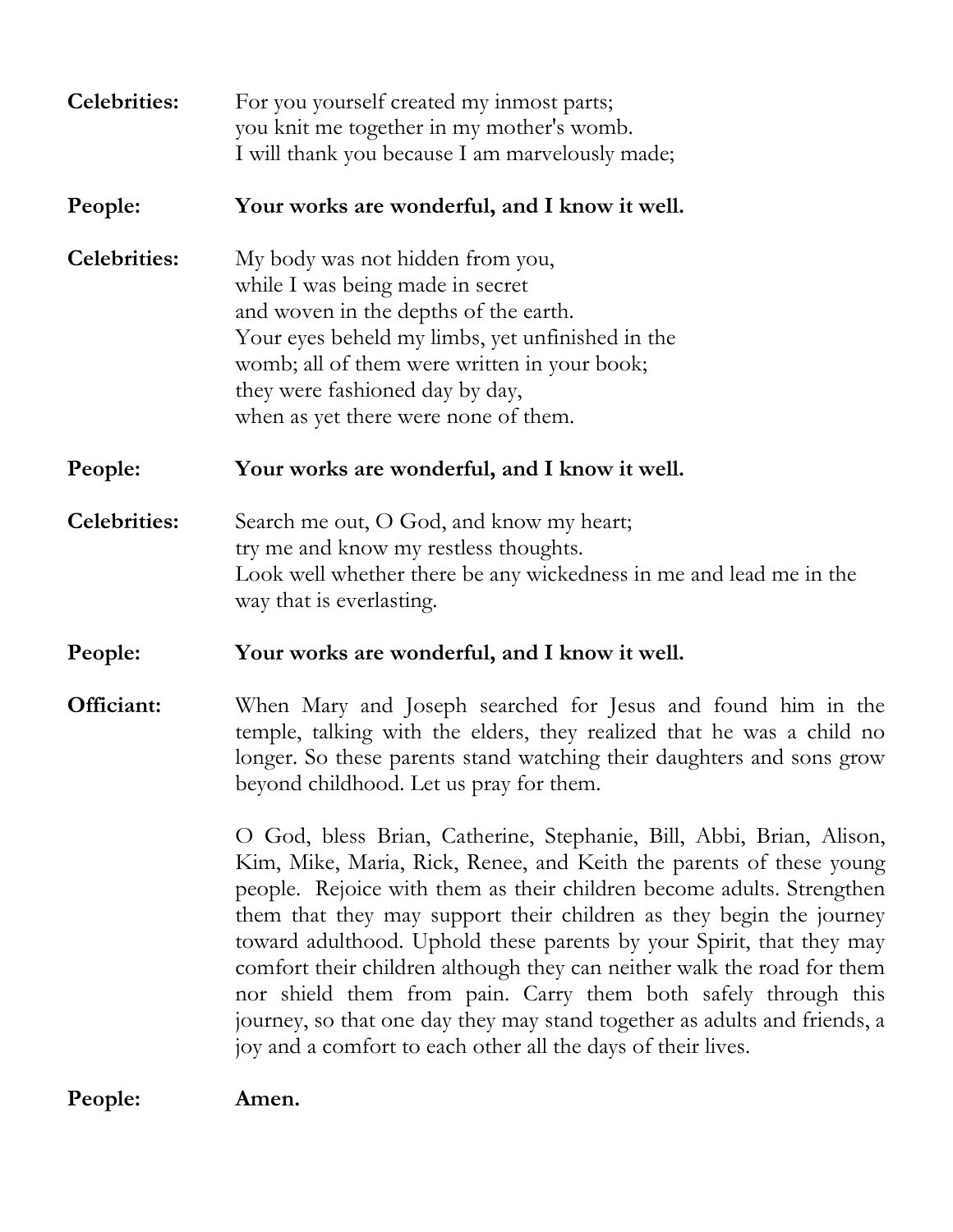**Celebrities:** For you yourself created my inmost parts;
you knit me together in my mother's womb.
I will thank you because I am marvelously made;

**People:** **Your works are wonderful, and I know it well.**

**Celebrities:** My body was not hidden from you,
while I was being made in secret
and woven in the depths of the earth.
Your eyes beheld my limbs, yet unfinished in the
womb; all of them were written in your book;
they were fashioned day by day,
when as yet there were none of them.

**People:** **Your works are wonderful, and I know it well.**

**Celebrities:** Search me out, O God, and know my heart;
try me and know my restless thoughts.
Look well whether there be any wickedness in me and lead me in the way that is everlasting.

**People:** **Your works are wonderful, and I know it well.**

**Officiant:** When Mary and Joseph searched for Jesus and found him in the temple, talking with the elders, they realized that he was a child no longer. So these parents stand watching their daughters and sons grow beyond childhood. Let us pray for them.

O God, bless Brian, Catherine, Stephanie, Bill, Abbi, Brian, Alison, Kim, Mike, Maria, Rick, Renee, and Keith the parents of these young people. Rejoice with them as their children become adults. Strengthen them that they may support their children as they begin the journey toward adulthood. Uphold these parents by your Spirit, that they may comfort their children although they can neither walk the road for them nor shield them from pain. Carry them both safely through this journey, so that one day they may stand together as adults and friends, a joy and a comfort to each other all the days of their lives.

**People:** **Amen.**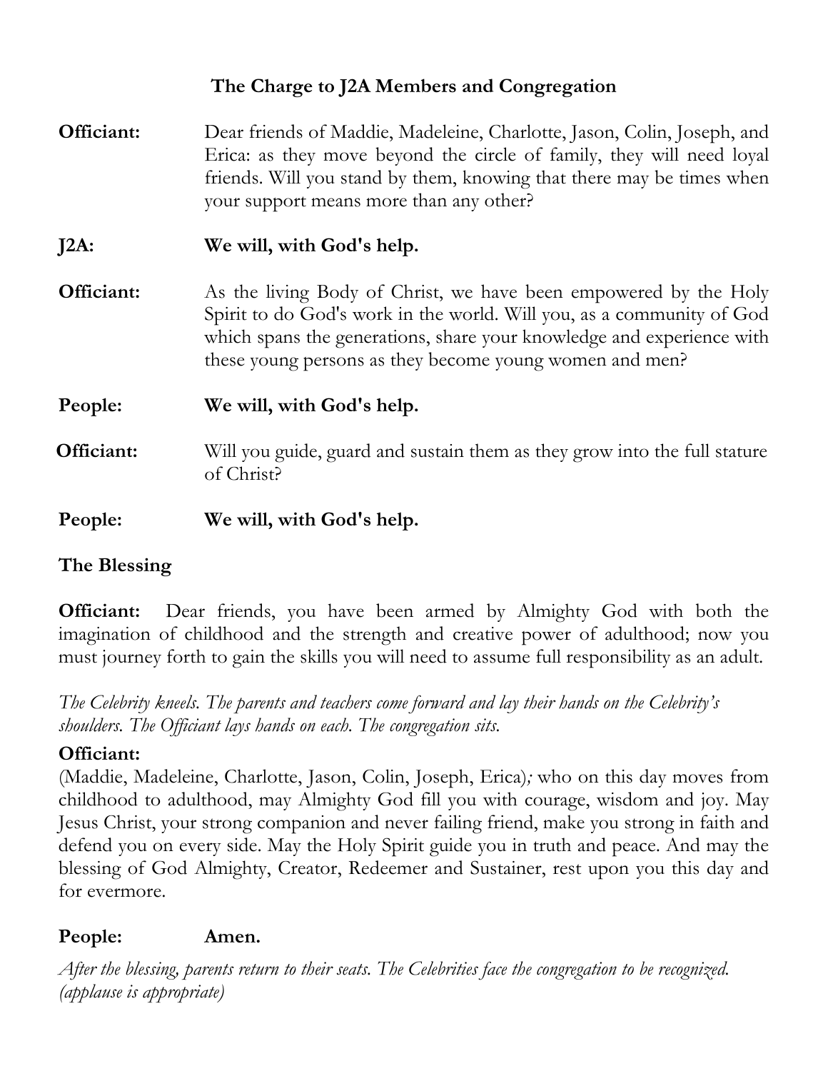### The Charge to J2A Members and Congregation

**Officiant:** Dear friends of Maddie, Madeleine, Charlotte, Jason, Colin, Joseph, and Erica: as they move beyond the circle of family, they will need loyal friends. Will you stand by them, knowing that there may be times when your support means more than any other?

**J2A: We will, with God's help.**

**Officiant:** As the living Body of Christ, we have been empowered by the Holy Spirit to do God's work in the world. Will you, as a community of God which spans the generations, share your knowledge and experience with these young persons as they become young women and men?

**People: We will, with God's help.**

**Officiant:** Will you guide, guard and sustain them as they grow into the full stature of Christ?

**People: We will, with God's help.**

### The Blessing

**Officiant:** Dear friends, you have been armed by Almighty God with both the imagination of childhood and the strength and creative power of adulthood; now you must journey forth to gain the skills you will need to assume full responsibility as an adult.

*The Celebrity kneels. The parents and teachers come forward and lay their hands on the Celebrity's shoulders. The Officiant lays hands on each. The congregation sits.*

**Officiant:**
(Maddie, Madeleine, Charlotte, Jason, Colin, Joseph, Erica)*;* who on this day moves from childhood to adulthood, may Almighty God fill you with courage, wisdom and joy. May Jesus Christ, your strong companion and never failing friend, make you strong in faith and defend you on every side. May the Holy Spirit guide you in truth and peace. And may the blessing of God Almighty, Creator, Redeemer and Sustainer, rest upon you this day and for evermore.

**People: Amen.**

*After the blessing, parents return to their seats. The Celebrities face the congregation to be recognized. (applause is appropriate)*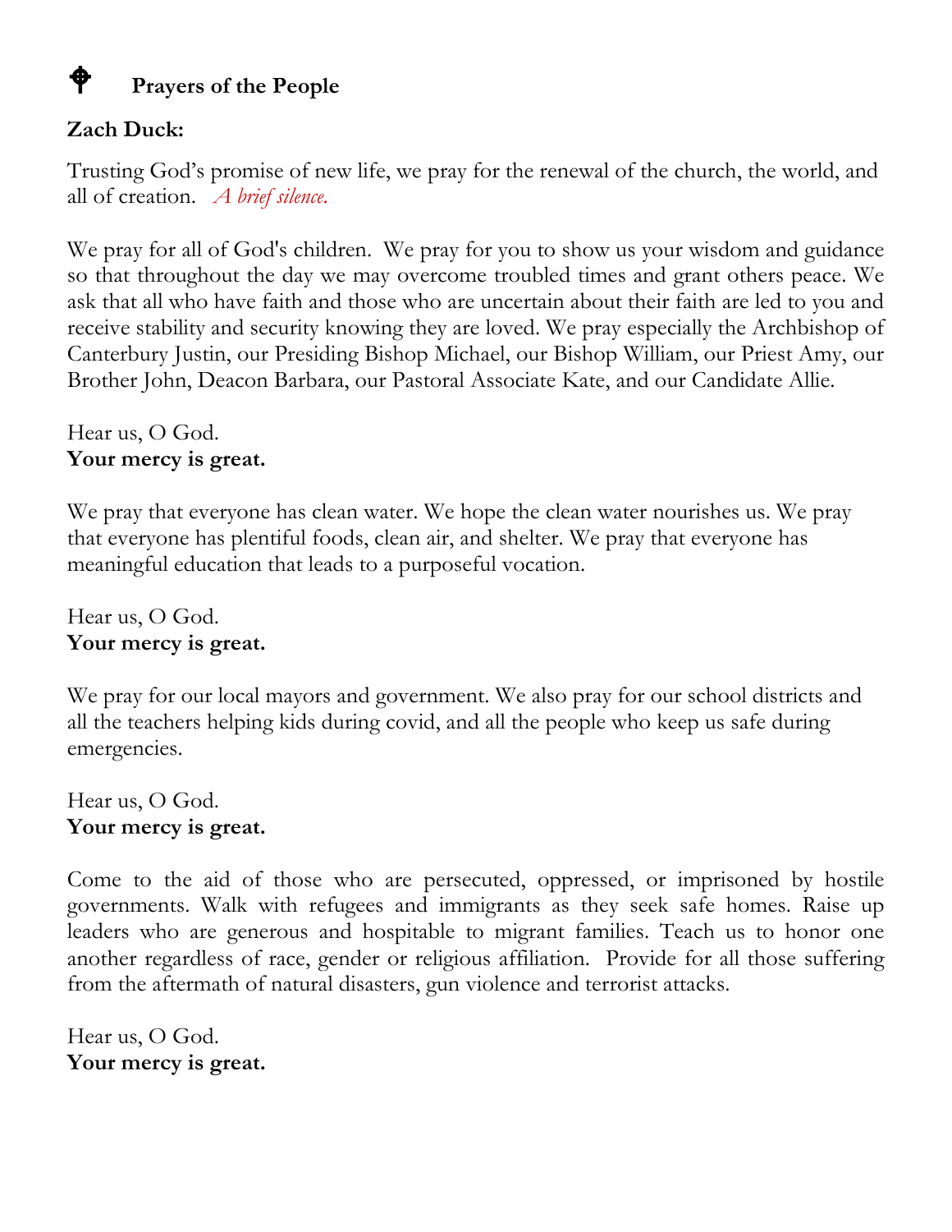## ⌖ Prayers of the People

**Zach Duck:**

Trusting God's promise of new life, we pray for the renewal of the church, the world, and all of creation. *A brief silence.*

We pray for all of God's children. We pray for you to show us your wisdom and guidance so that throughout the day we may overcome troubled times and grant others peace. We ask that all who have faith and those who are uncertain about their faith are led to you and receive stability and security knowing they are loved. We pray especially the Archbishop of Canterbury Justin, our Presiding Bishop Michael, our Bishop William, our Priest Amy, our Brother John, Deacon Barbara, our Pastoral Associate Kate, and our Candidate Allie.

Hear us, O God.
**Your mercy is great.**

We pray that everyone has clean water. We hope the clean water nourishes us. We pray that everyone has plentiful foods, clean air, and shelter. We pray that everyone has meaningful education that leads to a purposeful vocation.

Hear us, O God.
**Your mercy is great.**

We pray for our local mayors and government. We also pray for our school districts and all the teachers helping kids during covid, and all the people who keep us safe during emergencies.

Hear us, O God.
**Your mercy is great.**

Come to the aid of those who are persecuted, oppressed, or imprisoned by hostile governments. Walk with refugees and immigrants as they seek safe homes. Raise up leaders who are generous and hospitable to migrant families. Teach us to honor one another regardless of race, gender or religious affiliation. Provide for all those suffering from the aftermath of natural disasters, gun violence and terrorist attacks.

Hear us, O God.
**Your mercy is great.**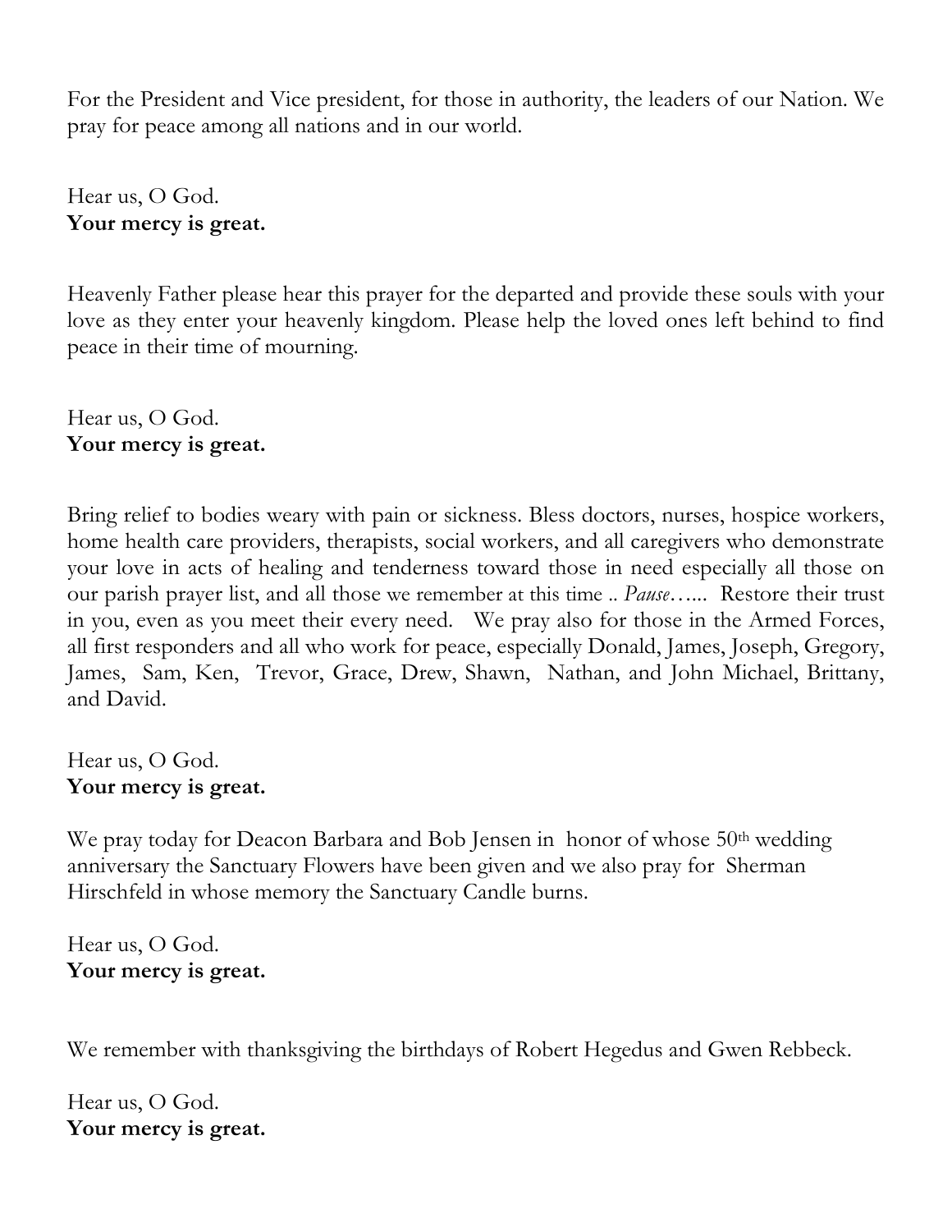For the President and Vice president, for those in authority, the leaders of our Nation. We pray for peace among all nations and in our world.

Hear us, O God.
**Your mercy is great.**

Heavenly Father please hear this prayer for the departed and provide these souls with your love as they enter your heavenly kingdom. Please help the loved ones left behind to find peace in their time of mourning.

Hear us, O God.
**Your mercy is great.**

Bring relief to bodies weary with pain or sickness. Bless doctors, nurses, hospice workers, home health care providers, therapists, social workers, and all caregivers who demonstrate your love in acts of healing and tenderness toward those in need especially all those on our parish prayer list, and all those we remember at this time .. *Pause*….. Restore their trust in you, even as you meet their every need. We pray also for those in the Armed Forces, all first responders and all who work for peace, especially Donald, James, Joseph, Gregory, James, Sam, Ken, Trevor, Grace, Drew, Shawn, Nathan, and John Michael, Brittany, and David.

Hear us, O God.
**Your mercy is great.**

We pray today for Deacon Barbara and Bob Jensen in honor of whose 50th wedding anniversary the Sanctuary Flowers have been given and we also pray for Sherman Hirschfeld in whose memory the Sanctuary Candle burns.

Hear us, O God.
**Your mercy is great.**

We remember with thanksgiving the birthdays of Robert Hegedus and Gwen Rebbeck.

Hear us, O God.
**Your mercy is great.**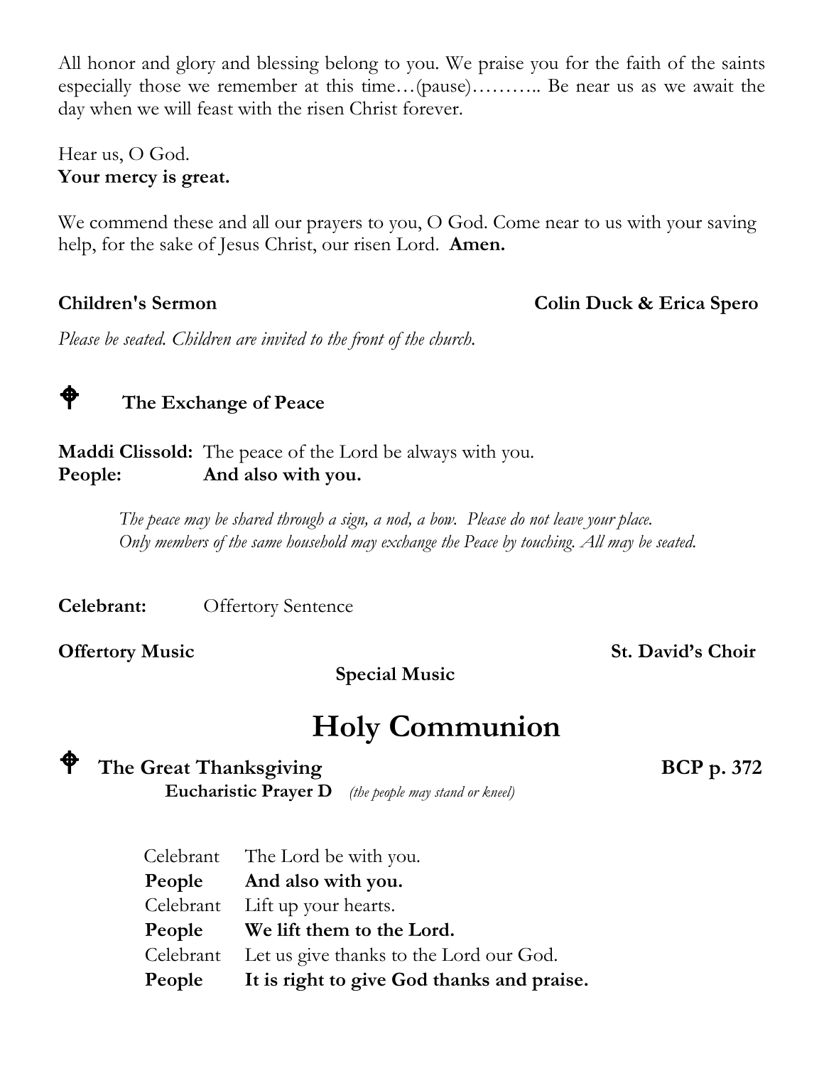All honor and glory and blessing belong to you. We praise you for the faith of the saints especially those we remember at this time…(pause)……….. Be near us as we await the day when we will feast with the risen Christ forever.

Hear us, O God.
**Your mercy is great.**

We commend these and all our prayers to you, O God. Come near to us with your saving help, for the sake of Jesus Christ, our risen Lord. **Amen.**

**Children's Sermon** **Colin Duck & Erica Spero**

*Please be seated. Children are invited to the front of the church.*

### ✠ The Exchange of Peace

**Maddi Clissold:** The peace of the Lord be always with you.
**People:** **And also with you.**

*The peace may be shared through a sign, a nod, a bow. Please do not leave your place. Only members of the same household may exchange the Peace by touching. All may be seated.*

**Celebrant:** Offertory Sentence

**Offertory Music** **St. David's Choir**

**Special Music**

# Holy Communion

### ✠ The Great Thanksgiving BCP p. 372

**Eucharistic Prayer D** *(the people may stand or kneel)*

Celebrant The Lord be with you.
**People And also with you.**
Celebrant Lift up your hearts.
**People We lift them to the Lord.**
Celebrant Let us give thanks to the Lord our God.
**People It is right to give God thanks and praise.**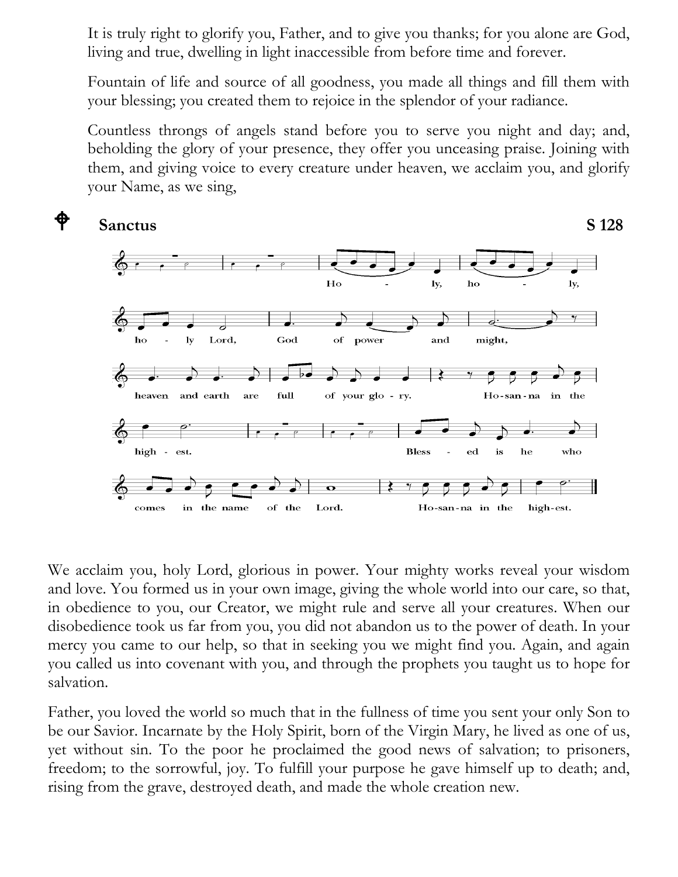It is truly right to glorify you, Father, and to give you thanks; for you alone are God, living and true, dwelling in light inaccessible from before time and forever.

Fountain of life and source of all goodness, you made all things and fill them with your blessing; you created them to rejoice in the splendor of your radiance.

Countless throngs of angels stand before you to serve you night and day; and, beholding the glory of your presence, they offer you unceasing praise. Joining with them, and giving voice to every creature under heaven, we acclaim you, and glorify your Name, as we sing,

**Sanctus** **S 128**

Holy, holy, holy Lord, God of power and might, heaven and earth are full of your glory. Hosanna in the highest. Blessed is he who comes in the name of the Lord. Hosanna in the highest.

We acclaim you, holy Lord, glorious in power. Your mighty works reveal your wisdom and love. You formed us in your own image, giving the whole world into our care, so that, in obedience to you, our Creator, we might rule and serve all your creatures. When our disobedience took us far from you, you did not abandon us to the power of death. In your mercy you came to our help, so that in seeking you we might find you. Again, and again you called us into covenant with you, and through the prophets you taught us to hope for salvation.

Father, you loved the world so much that in the fullness of time you sent your only Son to be our Savior. Incarnate by the Holy Spirit, born of the Virgin Mary, he lived as one of us, yet without sin. To the poor he proclaimed the good news of salvation; to prisoners, freedom; to the sorrowful, joy. To fulfill your purpose he gave himself up to death; and, rising from the grave, destroyed death, and made the whole creation new.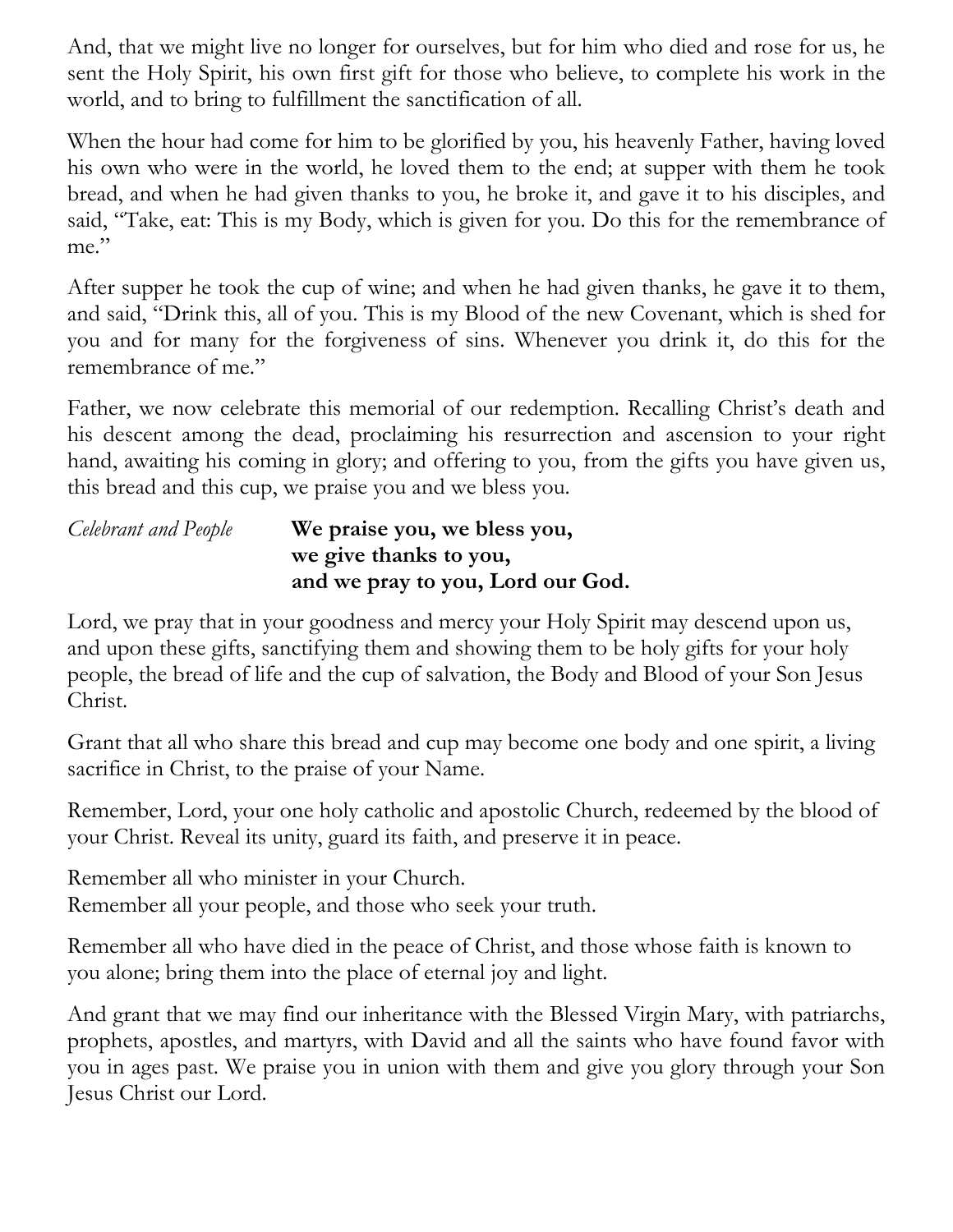And, that we might live no longer for ourselves, but for him who died and rose for us, he sent the Holy Spirit, his own first gift for those who believe, to complete his work in the world, and to bring to fulfillment the sanctification of all.

When the hour had come for him to be glorified by you, his heavenly Father, having loved his own who were in the world, he loved them to the end; at supper with them he took bread, and when he had given thanks to you, he broke it, and gave it to his disciples, and said, "Take, eat: This is my Body, which is given for you. Do this for the remembrance of me."

After supper he took the cup of wine; and when he had given thanks, he gave it to them, and said, "Drink this, all of you. This is my Blood of the new Covenant, which is shed for you and for many for the forgiveness of sins. Whenever you drink it, do this for the remembrance of me."

Father, we now celebrate this memorial of our redemption. Recalling Christ's death and his descent among the dead, proclaiming his resurrection and ascension to your right hand, awaiting his coming in glory; and offering to you, from the gifts you have given us, this bread and this cup, we praise you and we bless you.

*Celebrant and People* **We praise you, we bless you,**
**we give thanks to you,**
**and we pray to you, Lord our God.**

Lord, we pray that in your goodness and mercy your Holy Spirit may descend upon us, and upon these gifts, sanctifying them and showing them to be holy gifts for your holy people, the bread of life and the cup of salvation, the Body and Blood of your Son Jesus Christ.

Grant that all who share this bread and cup may become one body and one spirit, a living sacrifice in Christ, to the praise of your Name.

Remember, Lord, your one holy catholic and apostolic Church, redeemed by the blood of your Christ. Reveal its unity, guard its faith, and preserve it in peace.

Remember all who minister in your Church.
Remember all your people, and those who seek your truth.

Remember all who have died in the peace of Christ, and those whose faith is known to you alone; bring them into the place of eternal joy and light.

And grant that we may find our inheritance with the Blessed Virgin Mary, with patriarchs, prophets, apostles, and martyrs, with David and all the saints who have found favor with you in ages past. We praise you in union with them and give you glory through your Son Jesus Christ our Lord.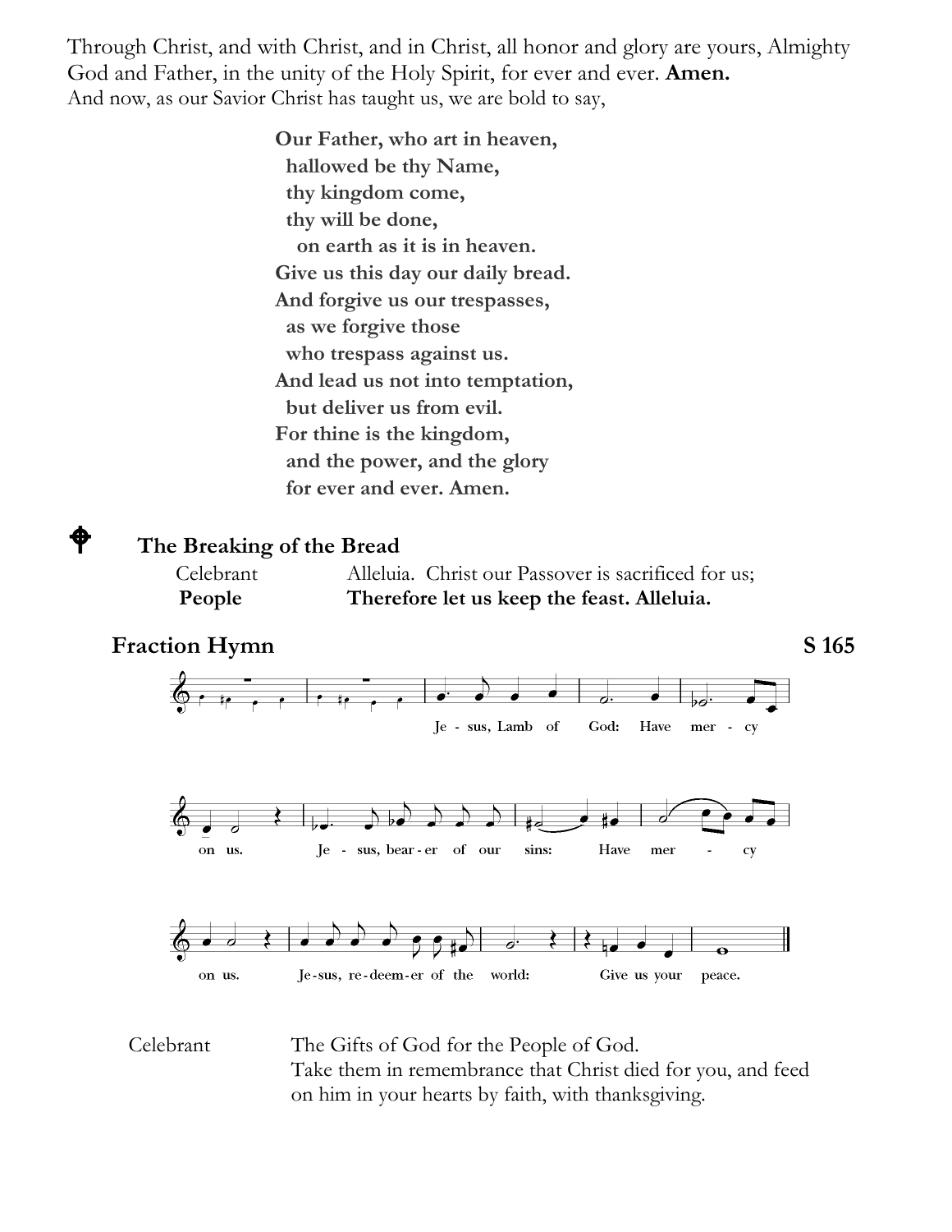Through Christ, and with Christ, and in Christ, all honor and glory are yours, Almighty God and Father, in the unity of the Holy Spirit, for ever and ever. **Amen.**
And now, as our Savior Christ has taught us, we are bold to say,

**Our Father, who art in heaven,**
**hallowed be thy Name,**
**thy kingdom come,**
**thy will be done,**
**on earth as it is in heaven.**
**Give us this day our daily bread.**
**And forgive us our trespasses,**
**as we forgive those**
**who trespass against us.**
**And lead us not into temptation,**
**but deliver us from evil.**
**For thine is the kingdom,**
**and the power, and the glory**
**for ever and ever. Amen.**

## The Breaking of the Bread

Celebrant Alleluia. Christ our Passover is sacrificed for us;
**People** **Therefore let us keep the feast. Alleluia.**

### Fraction Hymn — S 165

Je - sus, Lamb of God: Have mer - cy on us. Je - sus, bear - er of our sins: Have mer - cy on us. Je-sus, re-deem-er of the world: Give us your peace.

Celebrant The Gifts of God for the People of God.
Take them in remembrance that Christ died for you, and feed on him in your hearts by faith, with thanksgiving.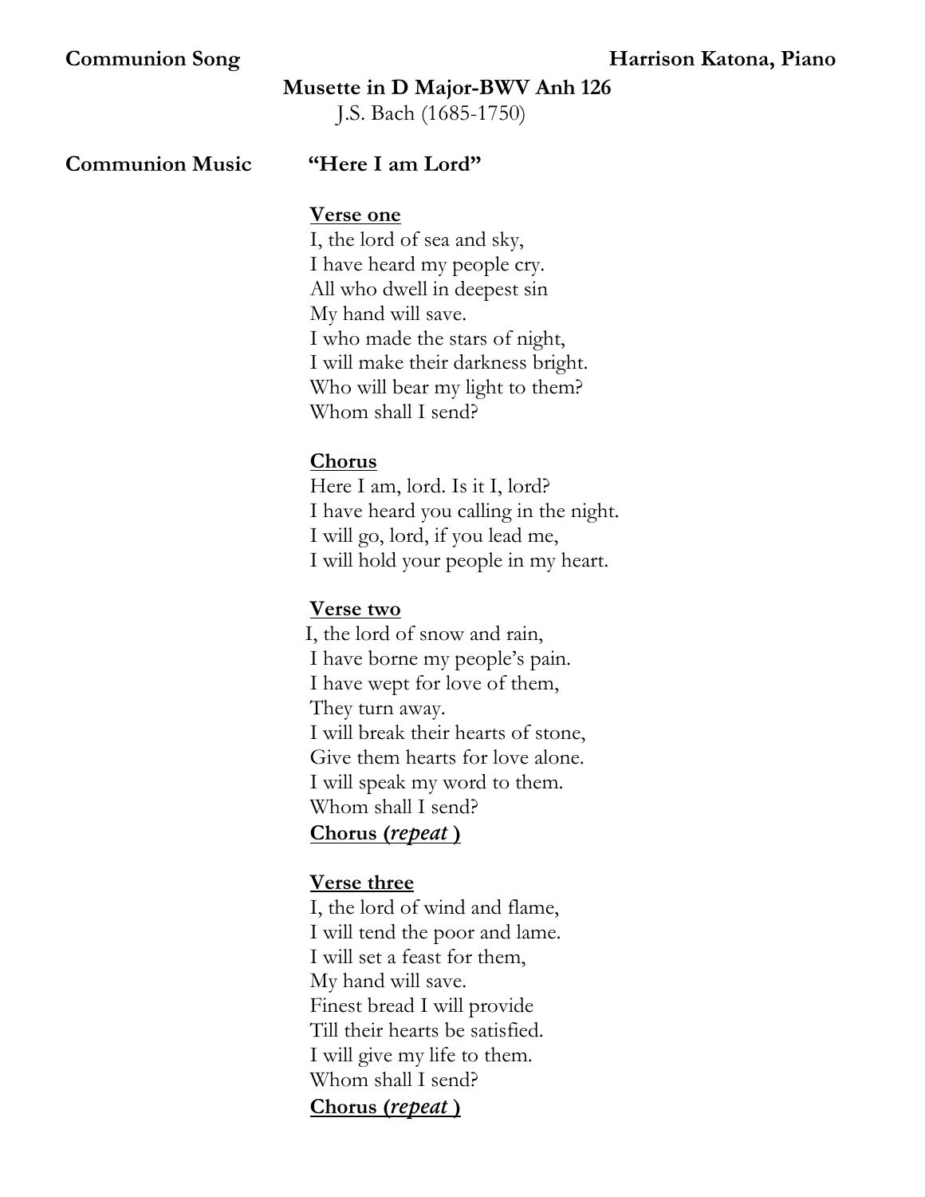**Communion Song** **Harrison Katona, Piano**

**Musette in D Major-BWV Anh 126**
J.S. Bach (1685-1750)

**Communion Music** **"Here I am Lord"**

**Verse one**
I, the lord of sea and sky,
I have heard my people cry.
All who dwell in deepest sin
My hand will save.
I who made the stars of night,
I will make their darkness bright.
Who will bear my light to them?
Whom shall I send?

**Chorus**
Here I am, lord. Is it I, lord?
I have heard you calling in the night.
I will go, lord, if you lead me,
I will hold your people in my heart.

**Verse two**
I, the lord of snow and rain,
I have borne my people's pain.
I have wept for love of them,
They turn away.
I will break their hearts of stone,
Give them hearts for love alone.
I will speak my word to them.
Whom shall I send?
**Chorus (*repeat* )**

**Verse three**
I, the lord of wind and flame,
I will tend the poor and lame.
I will set a feast for them,
My hand will save.
Finest bread I will provide
Till their hearts be satisfied.
I will give my life to them.
Whom shall I send?
**Chorus (*repeat* )**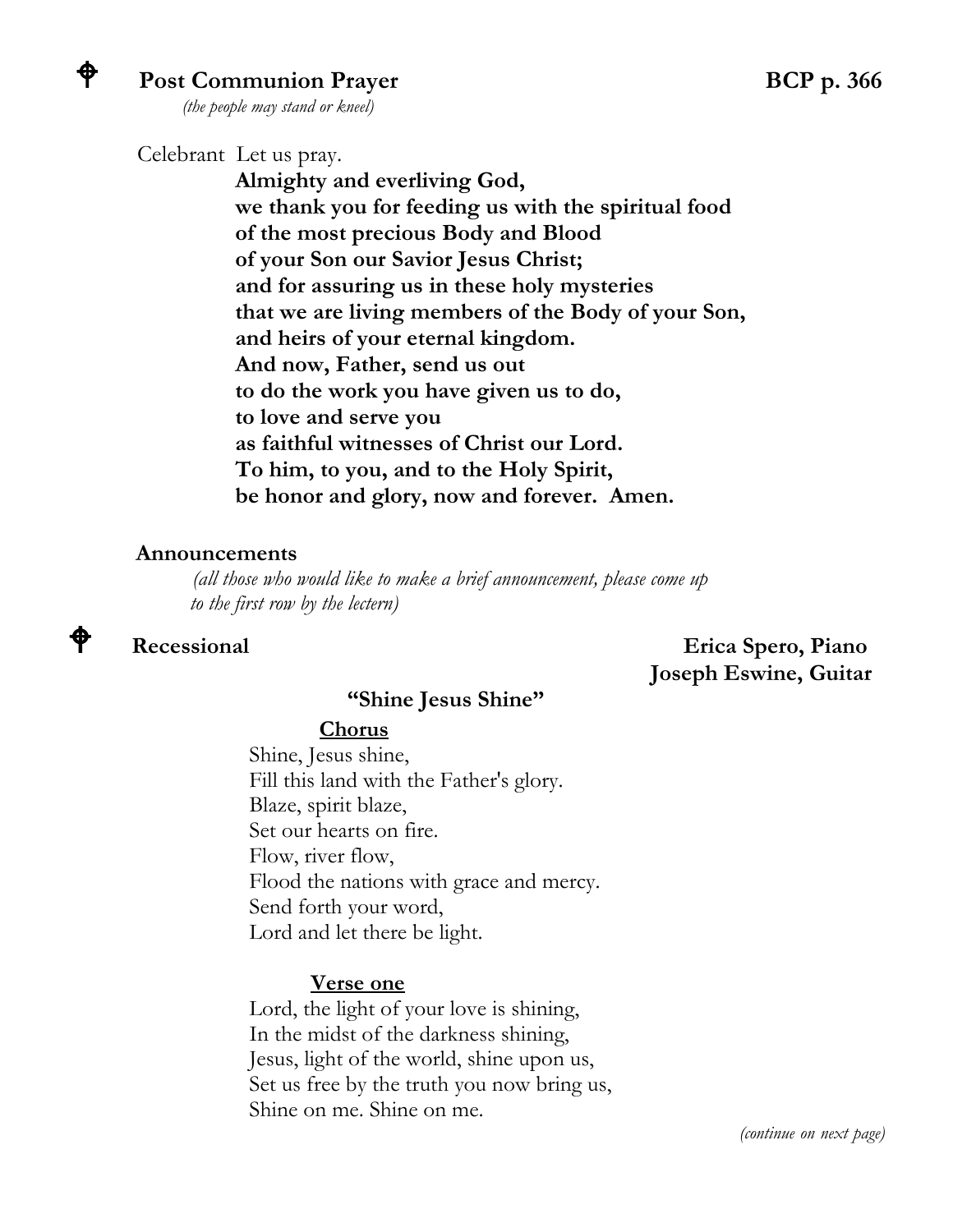## ✠ Post Communion Prayer — BCP p. 366

*(the people may stand or kneel)*

Celebrant Let us pray.

**Almighty and everliving God,**
**we thank you for feeding us with the spiritual food**
**of the most precious Body and Blood**
**of your Son our Savior Jesus Christ;**
**and for assuring us in these holy mysteries**
**that we are living members of the Body of your Son,**
**and heirs of your eternal kingdom.**
**And now, Father, send us out**
**to do the work you have given us to do,**
**to love and serve you**
**as faithful witnesses of Christ our Lord.**
**To him, to you, and to the Holy Spirit,**
**be honor and glory, now and forever. Amen.**

### Announcements

*(all those who would like to make a brief announcement, please come up to the first row by the lectern)*

## ✠ Recessional

**Erica Spero, Piano**
**Joseph Eswine, Guitar**

**"Shine Jesus Shine"**

**Chorus**

Shine, Jesus shine,
Fill this land with the Father's glory.
Blaze, spirit blaze,
Set our hearts on fire.
Flow, river flow,
Flood the nations with grace and mercy.
Send forth your word,
Lord and let there be light.

**Verse one**

Lord, the light of your love is shining,
In the midst of the darkness shining,
Jesus, light of the world, shine upon us,
Set us free by the truth you now bring us,
Shine on me. Shine on me.

*(continue on next page)*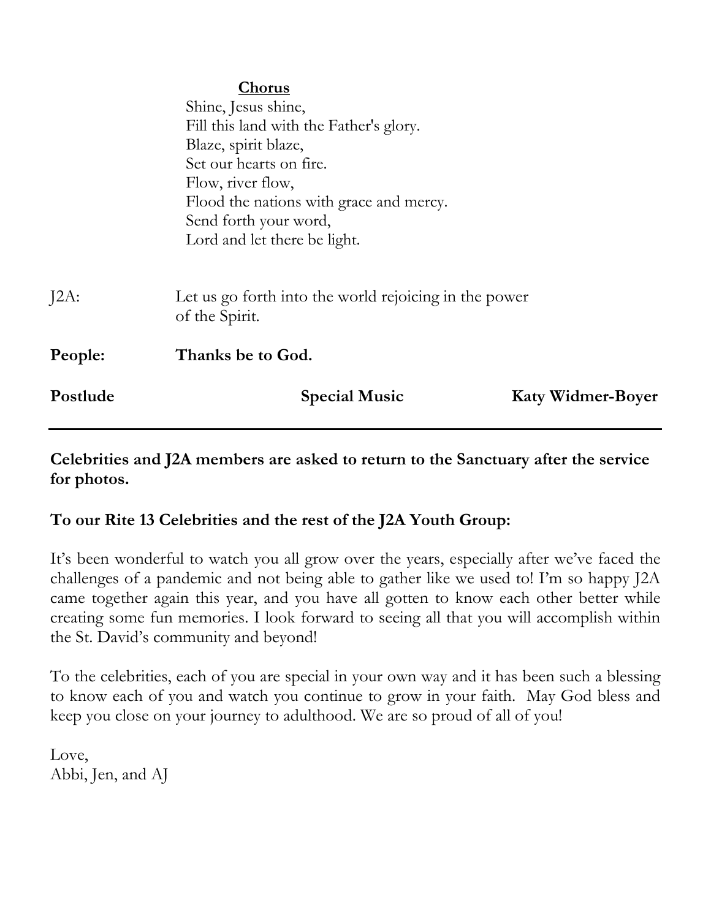**<u>Chorus</u>**

Shine, Jesus shine,  
Fill this land with the Father's glory.  
Blaze, spirit blaze,  
Set our hearts on fire.  
Flow, river flow,  
Flood the nations with grace and mercy.  
Send forth your word,  
Lord and let there be light.

J2A: Let us go forth into the world rejoicing in the power of the Spirit.

**People: Thanks be to God.**

**Postlude Special Music Katy Widmer-Boyer**

---

**Celebrities and J2A members are asked to return to the Sanctuary after the service for photos.**

**To our Rite 13 Celebrities and the rest of the J2A Youth Group:**

It's been wonderful to watch you all grow over the years, especially after we've faced the challenges of a pandemic and not being able to gather like we used to! I'm so happy J2A came together again this year, and you have all gotten to know each other better while creating some fun memories. I look forward to seeing all that you will accomplish within the St. David's community and beyond!

To the celebrities, each of you are special in your own way and it has been such a blessing to know each of you and watch you continue to grow in your faith. May God bless and keep you close on your journey to adulthood. We are so proud of all of you!

Love,  
Abbi, Jen, and AJ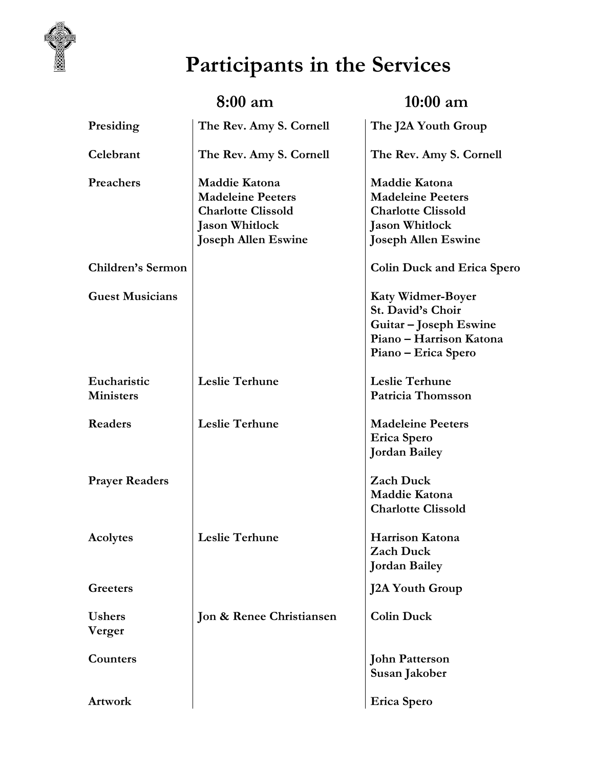# Participants in the Services

| | 8:00 am | 10:00 am |
|---|---|---|
| **Presiding** | **The Rev. Amy S. Cornell** | **The J2A Youth Group** |
| **Celebrant** | **The Rev. Amy S. Cornell** | **The Rev. Amy S. Cornell** |
| **Preachers** | **Maddie Katona**<br>**Madeleine Peeters**<br>**Charlotte Clissold**<br>**Jason Whitlock**<br>**Joseph Allen Eswine** | **Maddie Katona**<br>**Madeleine Peeters**<br>**Charlotte Clissold**<br>**Jason Whitlock**<br>**Joseph Allen Eswine** |
| **Children's Sermon** | | **Colin Duck and Erica Spero** |
| **Guest Musicians** | | **Katy Widmer-Boyer**<br>**St. David's Choir**<br>**Guitar – Joseph Eswine**<br>**Piano – Harrison Katona**<br>**Piano – Erica Spero** |
| **Eucharistic Ministers** | **Leslie Terhune** | **Leslie Terhune**<br>**Patricia Thomsson** |
| **Readers** | **Leslie Terhune** | **Madeleine Peeters**<br>**Erica Spero**<br>**Jordan Bailey** |
| **Prayer Readers** | | **Zach Duck**<br>**Maddie Katona**<br>**Charlotte Clissold** |
| **Acolytes** | **Leslie Terhune** | **Harrison Katona**<br>**Zach Duck**<br>**Jordan Bailey** |
| **Greeters** | | **J2A Youth Group** |
| **Ushers**<br>**Verger** | **Jon & Renee Christiansen** | **Colin Duck** |
| **Counters** | | **John Patterson**<br>**Susan Jakober** |
| **Artwork** | | **Erica Spero** |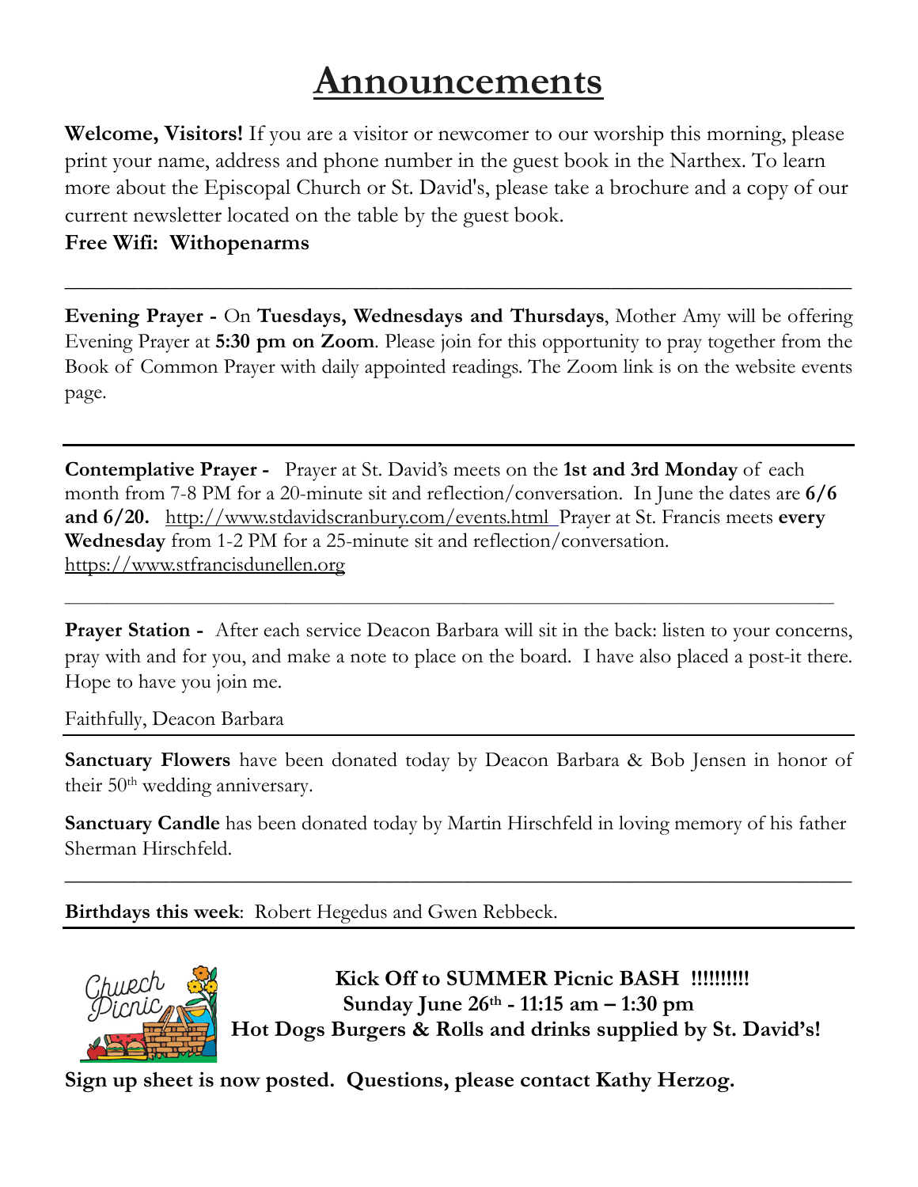# Announcements

**Welcome, Visitors!** If you are a visitor or newcomer to our worship this morning, please print your name, address and phone number in the guest book in the Narthex. To learn more about the Episcopal Church or St. David's, please take a brochure and a copy of our current newsletter located on the table by the guest book.

**Free Wifi: Withopenarms**

---

**Evening Prayer -** On **Tuesdays, Wednesdays and Thursdays**, Mother Amy will be offering Evening Prayer at **5:30 pm on Zoom**. Please join for this opportunity to pray together from the Book of Common Prayer with daily appointed readings. The Zoom link is on the website events page.

---

**Contemplative Prayer -** Prayer at St. David's meets on the **1st and 3rd Monday** of each month from 7-8 PM for a 20-minute sit and reflection/conversation. In June the dates are **6/6 and 6/20.** http://www.stdavidscranbury.com/events.html Prayer at St. Francis meets **every Wednesday** from 1-2 PM for a 25-minute sit and reflection/conversation. https://www.stfrancisdunellen.org

---

**Prayer Station -** After each service Deacon Barbara will sit in the back: listen to your concerns, pray with and for you, and make a note to place on the board. I have also placed a post-it there. Hope to have you join me.

Faithfully, Deacon Barbara

---

**Sanctuary Flowers** have been donated today by Deacon Barbara & Bob Jensen in honor of their 50th wedding anniversary.

**Sanctuary Candle** has been donated today by Martin Hirschfeld in loving memory of his father Sherman Hirschfeld.

---

**Birthdays this week**: Robert Hegedus and Gwen Rebbeck.

---

**Kick Off to SUMMER Picnic BASH !!!!!!!!!**
**Sunday June 26th - 11:15 am – 1:30 pm**
**Hot Dogs Burgers & Rolls and drinks supplied by St. David's!**

**Sign up sheet is now posted. Questions, please contact Kathy Herzog.**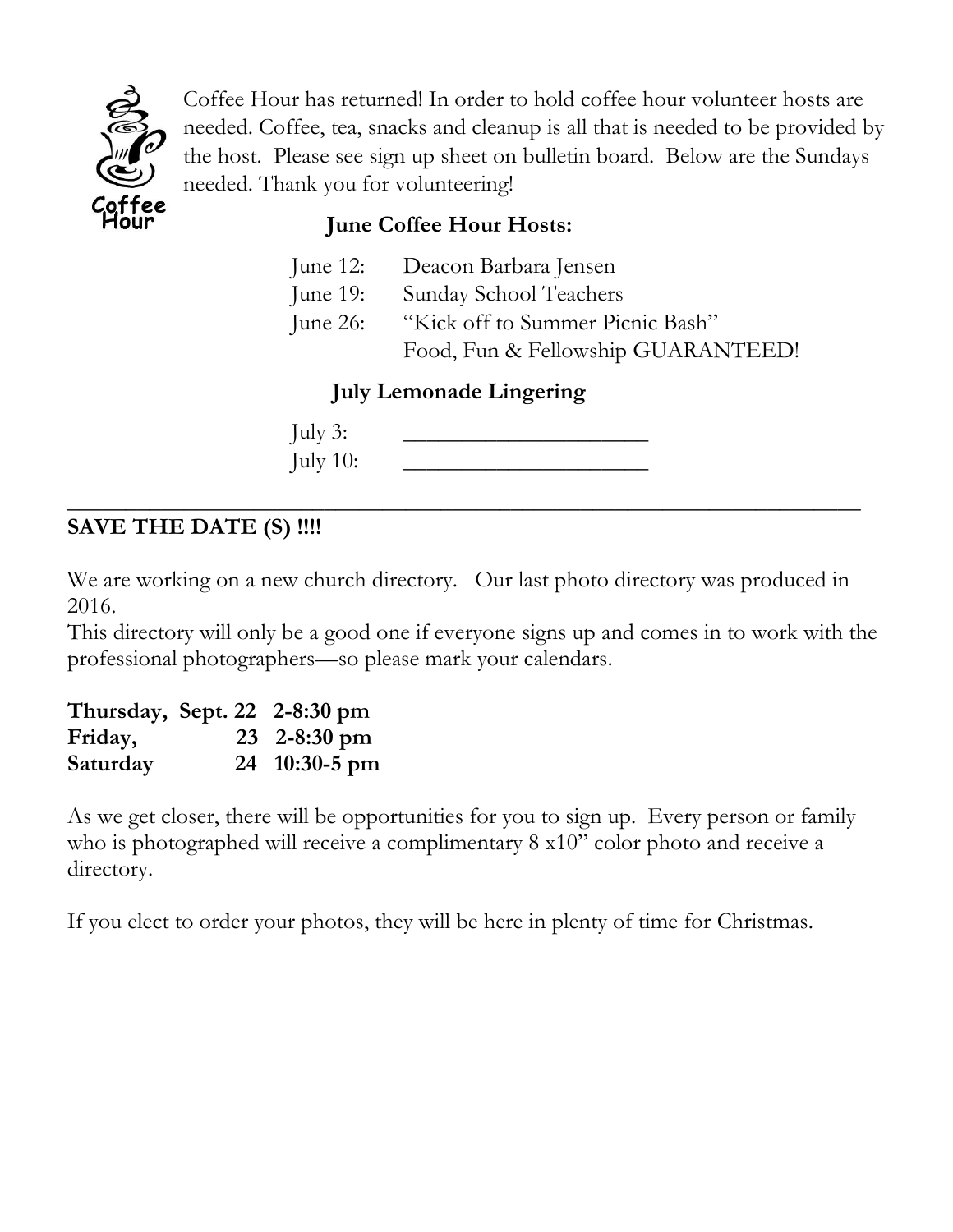Coffee Hour has returned! In order to hold coffee hour volunteer hosts are needed. Coffee, tea, snacks and cleanup is all that is needed to be provided by the host. Please see sign up sheet on bulletin board. Below are the Sundays needed. Thank you for volunteering!

**June Coffee Hour Hosts:**

June 12: Deacon Barbara Jensen
June 19: Sunday School Teachers
June 26: "Kick off to Summer Picnic Bash"
Food, Fun & Fellowship GUARANTEED!

**July Lemonade Lingering**

July 3: ____________________
July 10: ____________________

---

**SAVE THE DATE (S) !!!!**

We are working on a new church directory. Our last photo directory was produced in 2016.
This directory will only be a good one if everyone signs up and comes in to work with the professional photographers—so please mark your calendars.

**Thursday, Sept. 22 2-8:30 pm**
**Friday, 23 2-8:30 pm**
**Saturday 24 10:30-5 pm**

As we get closer, there will be opportunities for you to sign up. Every person or family who is photographed will receive a complimentary 8 x10" color photo and receive a directory.

If you elect to order your photos, they will be here in plenty of time for Christmas.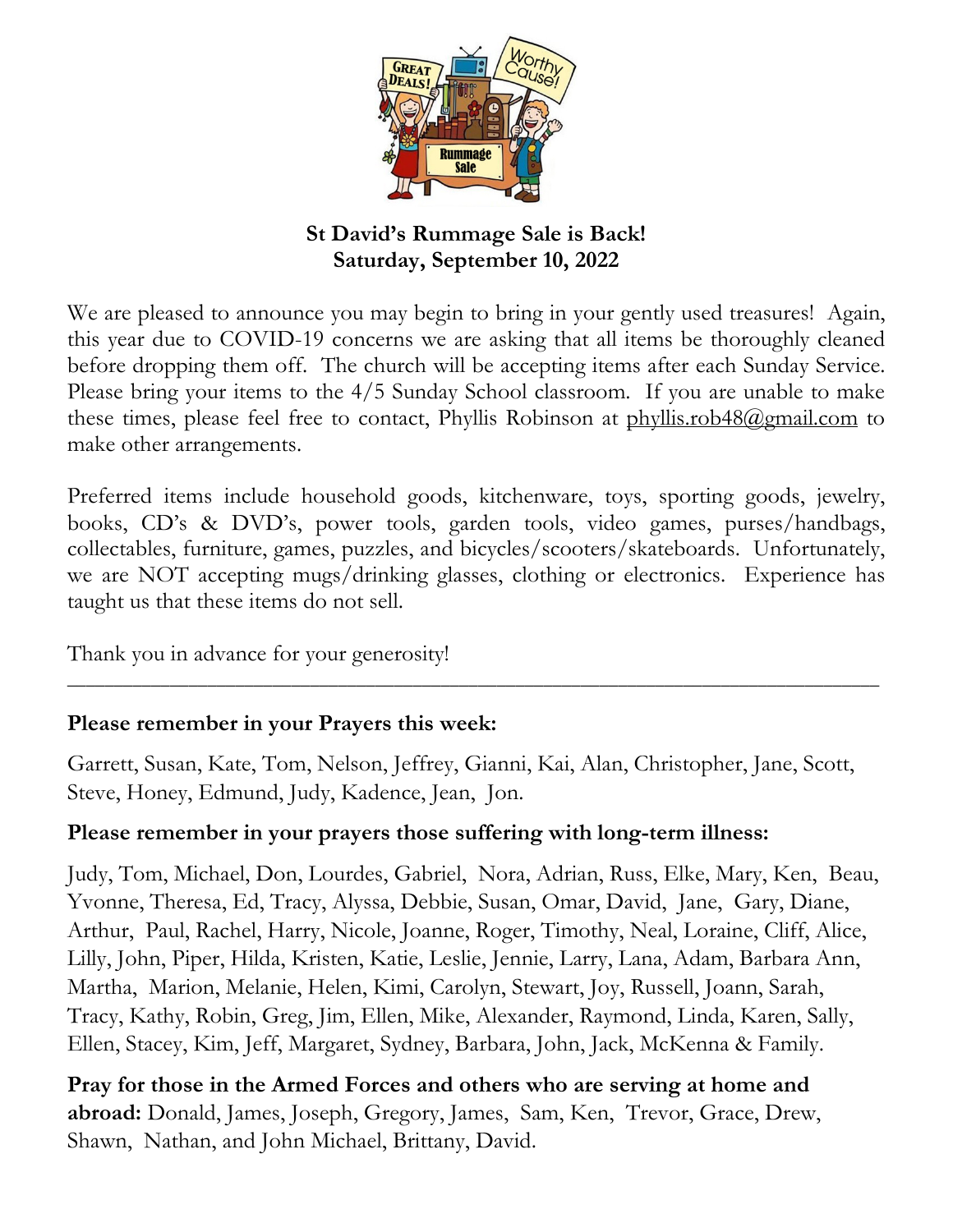**St David's Rummage Sale is Back!**
**Saturday, September 10, 2022**

We are pleased to announce you may begin to bring in your gently used treasures! Again, this year due to COVID-19 concerns we are asking that all items be thoroughly cleaned before dropping them off. The church will be accepting items after each Sunday Service. Please bring your items to the 4/5 Sunday School classroom. If you are unable to make these times, please feel free to contact, Phyllis Robinson at phyllis.rob48@gmail.com to make other arrangements.

Preferred items include household goods, kitchenware, toys, sporting goods, jewelry, books, CD's & DVD's, power tools, garden tools, video games, purses/handbags, collectables, furniture, games, puzzles, and bicycles/scooters/skateboards. Unfortunately, we are NOT accepting mugs/drinking glasses, clothing or electronics. Experience has taught us that these items do not sell.

Thank you in advance for your generosity!

---

**Please remember in your Prayers this week:**

Garrett, Susan, Kate, Tom, Nelson, Jeffrey, Gianni, Kai, Alan, Christopher, Jane, Scott, Steve, Honey, Edmund, Judy, Kadence, Jean, Jon.

**Please remember in your prayers those suffering with long-term illness:**

Judy, Tom, Michael, Don, Lourdes, Gabriel, Nora, Adrian, Russ, Elke, Mary, Ken, Beau, Yvonne, Theresa, Ed, Tracy, Alyssa, Debbie, Susan, Omar, David, Jane, Gary, Diane, Arthur, Paul, Rachel, Harry, Nicole, Joanne, Roger, Timothy, Neal, Loraine, Cliff, Alice, Lilly, John, Piper, Hilda, Kristen, Katie, Leslie, Jennie, Larry, Lana, Adam, Barbara Ann, Martha, Marion, Melanie, Helen, Kimi, Carolyn, Stewart, Joy, Russell, Joann, Sarah, Tracy, Kathy, Robin, Greg, Jim, Ellen, Mike, Alexander, Raymond, Linda, Karen, Sally, Ellen, Stacey, Kim, Jeff, Margaret, Sydney, Barbara, John, Jack, McKenna & Family.

**Pray for those in the Armed Forces and others who are serving at home and abroad:** Donald, James, Joseph, Gregory, James, Sam, Ken, Trevor, Grace, Drew, Shawn, Nathan, and John Michael, Brittany, David.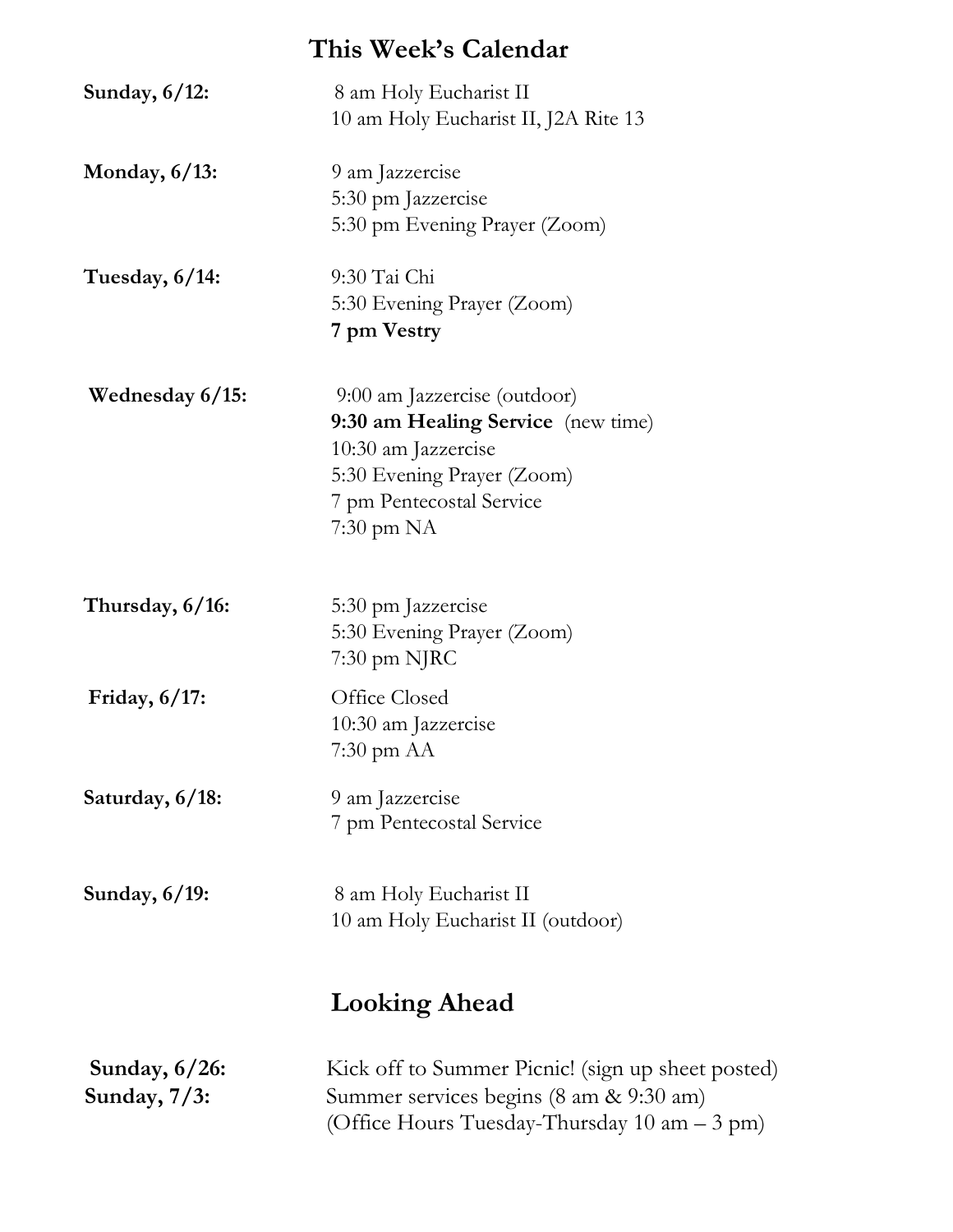## This Week's Calendar

| | |
|---|---|
| **Sunday, 6/12:** | 8 am Holy Eucharist II<br>10 am Holy Eucharist II, J2A Rite 13 |
| **Monday, 6/13:** | 9 am Jazzercise<br>5:30 pm Jazzercise<br>5:30 pm Evening Prayer (Zoom) |
| **Tuesday, 6/14:** | 9:30 Tai Chi<br>5:30 Evening Prayer (Zoom)<br>**7 pm Vestry** |
| **Wednesday 6/15:** | 9:00 am Jazzercise (outdoor)<br>**9:30 am Healing Service** (new time)<br>10:30 am Jazzercise<br>5:30 Evening Prayer (Zoom)<br>7 pm Pentecostal Service<br>7:30 pm NA |
| **Thursday, 6/16:** | 5:30 pm Jazzercise<br>5:30 Evening Prayer (Zoom)<br>7:30 pm NJRC |
| **Friday, 6/17:** | Office Closed<br>10:30 am Jazzercise<br>7:30 pm AA |
| **Saturday, 6/18:** | 9 am Jazzercise<br>7 pm Pentecostal Service |
| **Sunday, 6/19:** | 8 am Holy Eucharist II<br>10 am Holy Eucharist II (outdoor) |

## Looking Ahead

| | |
|---|---|
| **Sunday, 6/26:** | Kick off to Summer Picnic! (sign up sheet posted) |
| **Sunday, 7/3:** | Summer services begins (8 am & 9:30 am)<br>(Office Hours Tuesday-Thursday 10 am – 3 pm) |